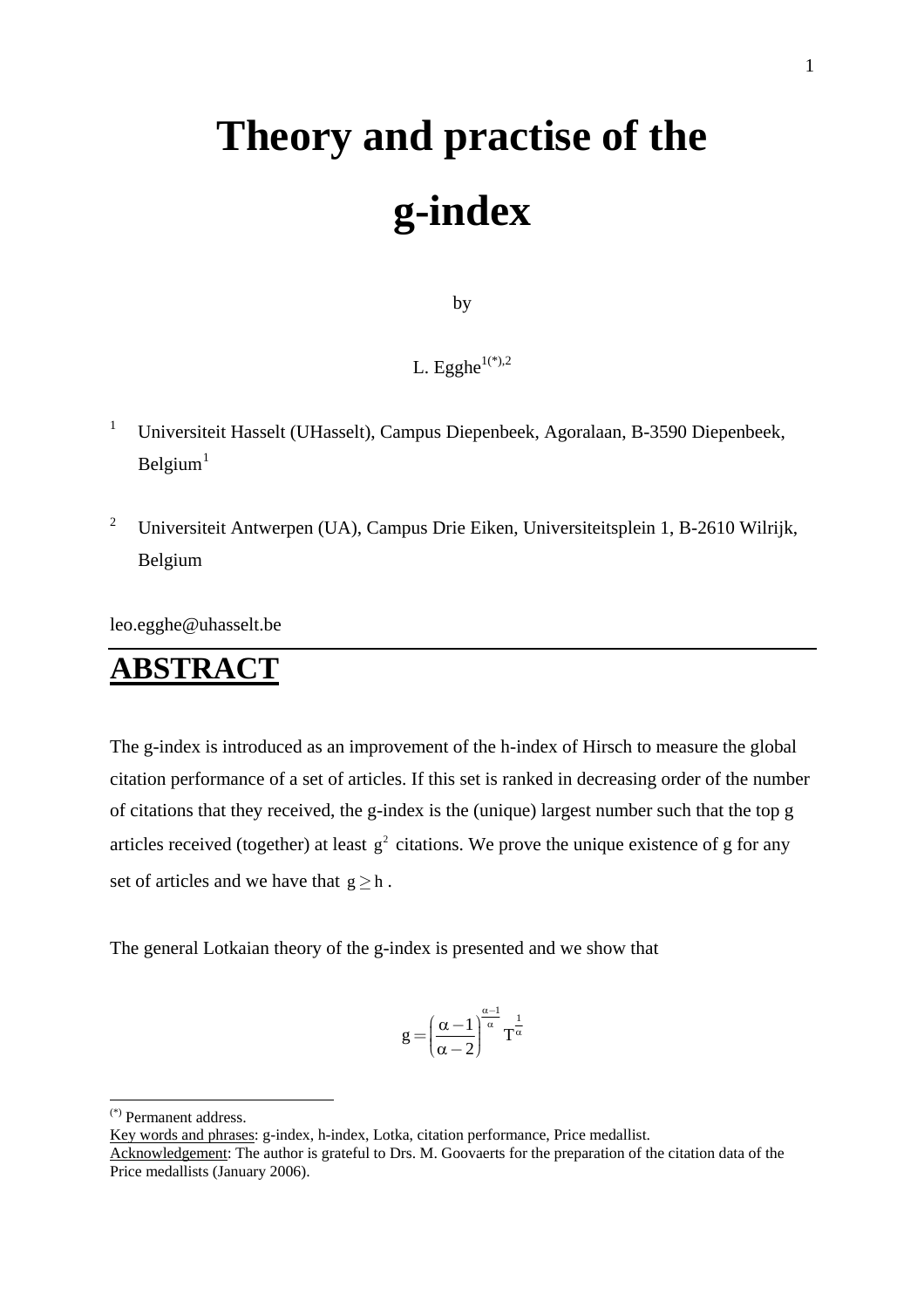# Theory and practise of the g-index

by

L. Egghe[1(*),2]

[1] Universiteit Hasselt (UHasselt), Campus Diepenbeek, Agoralaan, B-3590 Diepenbeek, Belgium[1]

[2] Universiteit Antwerpen (UA), Campus Drie Eiken, Universiteitsplein 1, B-2610 Wilrijk, Belgium

leo.egghe@uhasselt.be

## ABSTRACT

The g-index is introduced as an improvement of the h-index of Hirsch to measure the global citation performance of a set of articles. If this set is ranked in decreasing order of the number of citations that they received, the g-index is the (unique) largest number such that the top g articles received (together) at least $g^2$ citations. We prove the unique existence of g for any set of articles and we have that $g \geq h$.

The general Lotkaian theory of the g-index is presented and we show that

$$g = \left(\frac{\alpha - 1}{\alpha - 2}\right)^{\frac{\alpha-1}{\alpha}} T^{\frac{1}{\alpha}}$$

---

[(*)] Permanent address.

Key words and phrases: g-index, h-index, Lotka, citation performance, Price medallist.

Acknowledgement: The author is grateful to Drs. M. Goovaerts for the preparation of the citation data of the Price medallists (January 2006).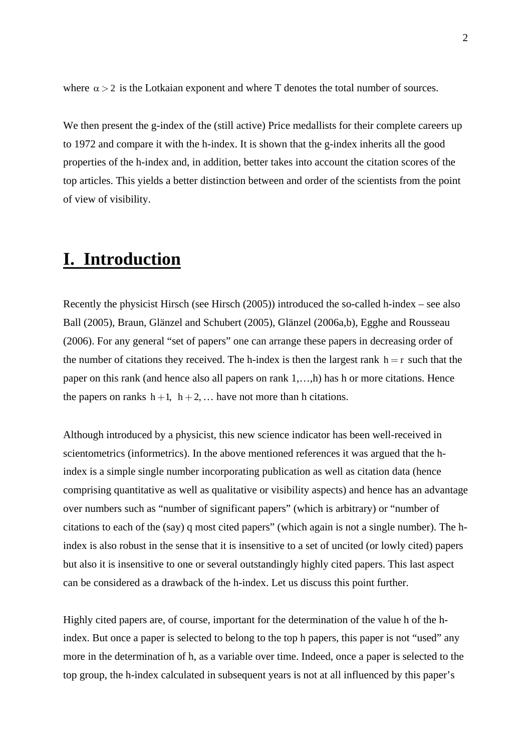where $\alpha > 2$ is the Lotkaian exponent and where T denotes the total number of sources.

We then present the g-index of the (still active) Price medallists for their complete careers up to 1972 and compare it with the h-index. It is shown that the g-index inherits all the good properties of the h-index and, in addition, better takes into account the citation scores of the top articles. This yields a better distinction between and order of the scientists from the point of view of visibility.

# I. Introduction

Recently the physicist Hirsch (see Hirsch (2005)) introduced the so-called h-index – see also Ball (2005), Braun, Glänzel and Schubert (2005), Glänzel (2006a,b), Egghe and Rousseau (2006). For any general "set of papers" one can arrange these papers in decreasing order of the number of citations they received. The h-index is then the largest rank $h = r$ such that the paper on this rank (and hence also all papers on rank 1,…,h) has h or more citations. Hence the papers on ranks $h+1,\ h+2, \ldots$ have not more than h citations.

Although introduced by a physicist, this new science indicator has been well-received in scientometrics (informetrics). In the above mentioned references it was argued that the h-index is a simple single number incorporating publication as well as citation data (hence comprising quantitative as well as qualitative or visibility aspects) and hence has an advantage over numbers such as "number of significant papers" (which is arbitrary) or "number of citations to each of the (say) q most cited papers" (which again is not a single number). The h-index is also robust in the sense that it is insensitive to a set of uncited (or lowly cited) papers but also it is insensitive to one or several outstandingly highly cited papers. This last aspect can be considered as a drawback of the h-index. Let us discuss this point further.

Highly cited papers are, of course, important for the determination of the value h of the h-index. But once a paper is selected to belong to the top h papers, this paper is not "used" any more in the determination of h, as a variable over time. Indeed, once a paper is selected to the top group, the h-index calculated in subsequent years is not at all influenced by this paper's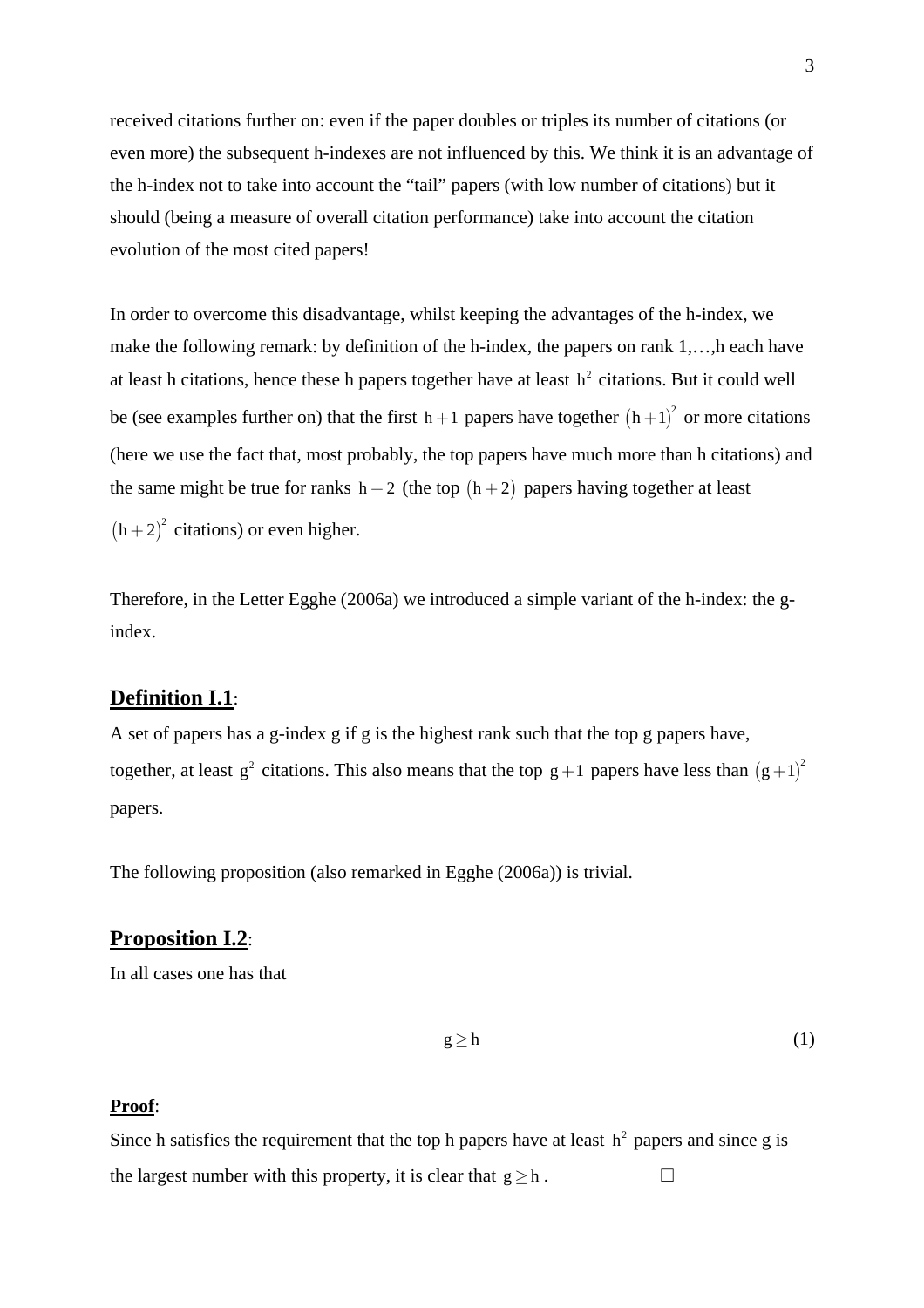received citations further on: even if the paper doubles or triples its number of citations (or even more) the subsequent h-indexes are not influenced by this. We think it is an advantage of the h-index not to take into account the "tail" papers (with low number of citations) but it should (being a measure of overall citation performance) take into account the citation evolution of the most cited papers!

In order to overcome this disadvantage, whilst keeping the advantages of the h-index, we make the following remark: by definition of the h-index, the papers on rank 1,…,h each have at least h citations, hence these h papers together have at least $h^2$ citations. But it could well be (see examples further on) that the first $h+1$ papers have together $(h+1)^2$ or more citations (here we use the fact that, most probably, the top papers have much more than h citations) and the same might be true for ranks $h+2$ (the top $(h+2)$ papers having together at least $(h+2)^2$ citations) or even higher.

Therefore, in the Letter Egghe (2006a) we introduced a simple variant of the h-index: the g-index.

**<u>Definition I.1</u>**:

A set of papers has a g-index g if g is the highest rank such that the top g papers have, together, at least $g^2$ citations. This also means that the top $g+1$ papers have less than $(g+1)^2$ papers.

The following proposition (also remarked in Egghe (2006a)) is trivial.

**<u>Proposition I.2</u>**:

In all cases one has that

$$g \geq h \tag{1}$$

**<u>Proof</u>**:

Since h satisfies the requirement that the top h papers have at least $h^2$ papers and since g is the largest number with this property, it is clear that $g \geq h$. □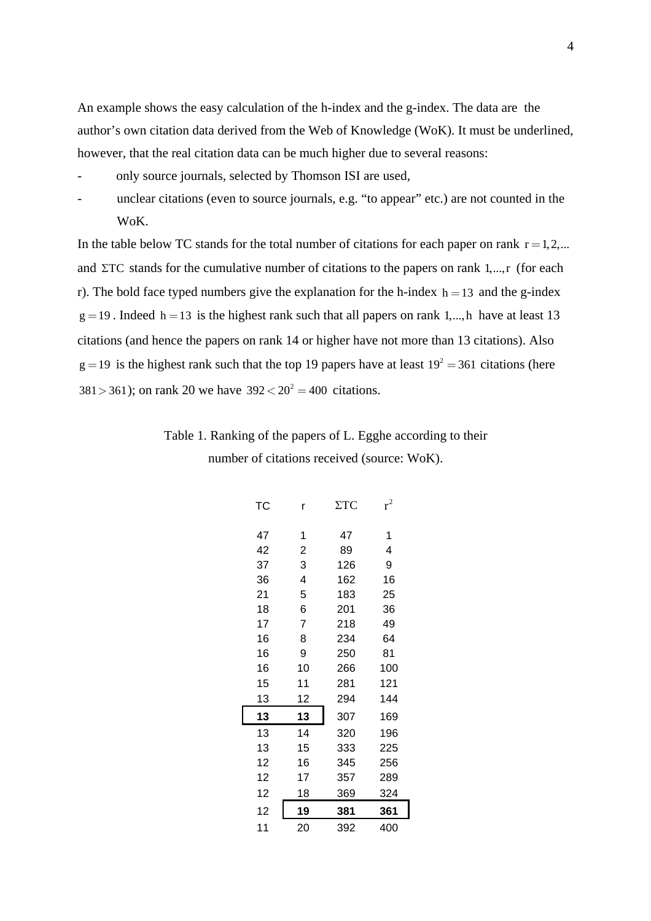An example shows the easy calculation of the h-index and the g-index. The data are the author's own citation data derived from the Web of Knowledge (WoK). It must be underlined, however, that the real citation data can be much higher due to several reasons:

- only source journals, selected by Thomson ISI are used,
- unclear citations (even to source journals, e.g. "to appear" etc.) are not counted in the WoK.

In the table below TC stands for the total number of citations for each paper on rank $r = 1, 2, ...$ and $\Sigma TC$ stands for the cumulative number of citations to the papers on rank $1, ..., r$ (for each r). The bold face typed numbers give the explanation for the h-index $h = 13$ and the g-index $g = 19$. Indeed $h = 13$ is the highest rank such that all papers on rank $1, ..., h$ have at least 13 citations (and hence the papers on rank 14 or higher have not more than 13 citations). Also $g = 19$ is the highest rank such that the top 19 papers have at least $19^2 = 361$ citations (here $381 > 361$); on rank 20 we have $392 < 20^2 = 400$ citations.

Table 1. Ranking of the papers of L. Egghe according to their number of citations received (source: WoK).

| TC | r | ΣTC | $r^2$ |
|---|---|---|---|
| 47 | 1 | 47 | 1 |
| 42 | 2 | 89 | 4 |
| 37 | 3 | 126 | 9 |
| 36 | 4 | 162 | 16 |
| 21 | 5 | 183 | 25 |
| 18 | 6 | 201 | 36 |
| 17 | 7 | 218 | 49 |
| 16 | 8 | 234 | 64 |
| 16 | 9 | 250 | 81 |
| 16 | 10 | 266 | 100 |
| 15 | 11 | 281 | 121 |
| 13 | 12 | 294 | 144 |
| **13** | **13** | 307 | 169 |
| 13 | 14 | 320 | 196 |
| 13 | 15 | 333 | 225 |
| 12 | 16 | 345 | 256 |
| 12 | 17 | 357 | 289 |
| 12 | 18 | 369 | 324 |
| 12 | **19** | **381** | **361** |
| 11 | 20 | 392 | 400 |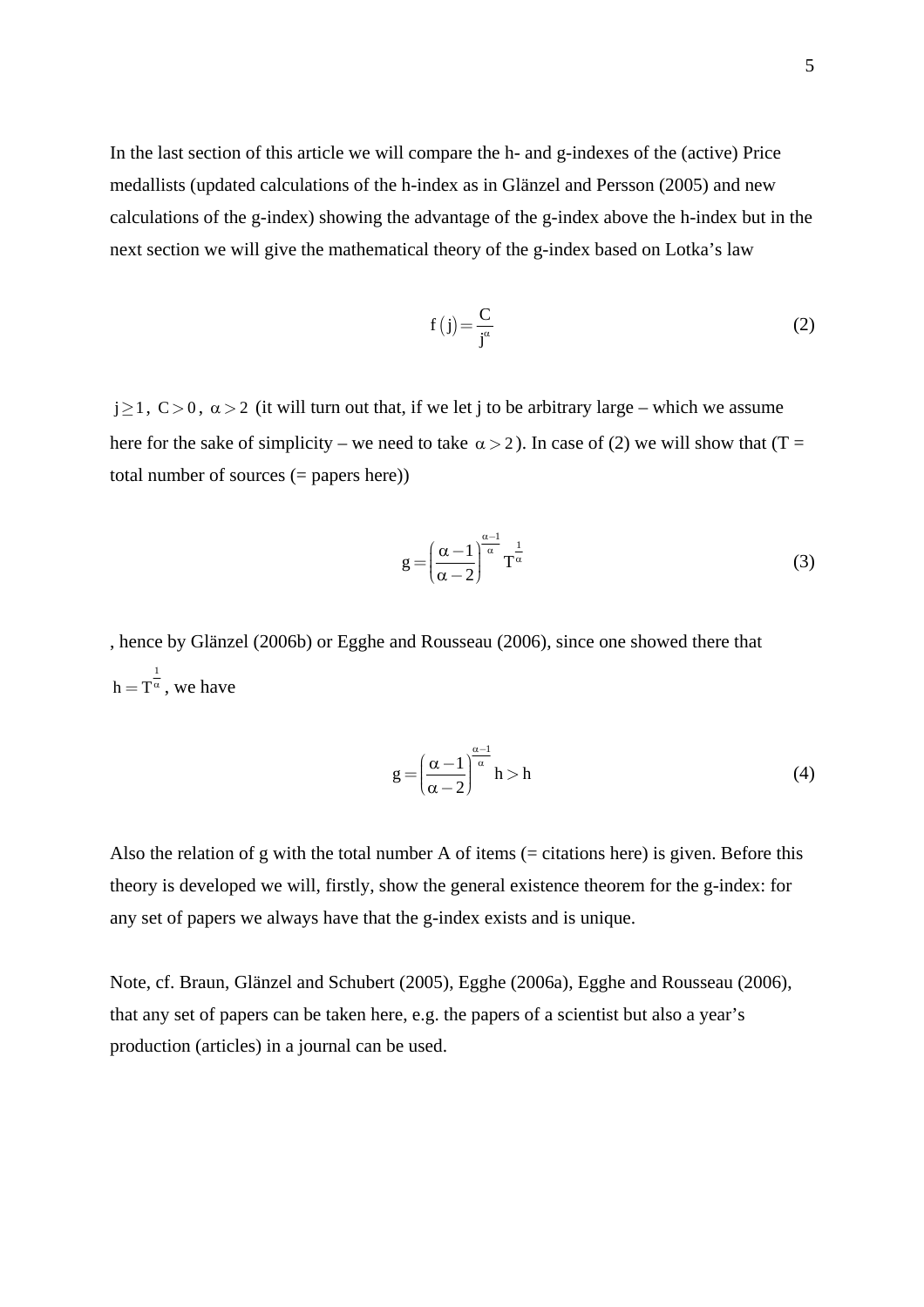In the last section of this article we will compare the h- and g-indexes of the (active) Price medallists (updated calculations of the h-index as in Glänzel and Persson (2005) and new calculations of the g-index) showing the advantage of the g-index above the h-index but in the next section we will give the mathematical theory of the g-index based on Lotka's law

$$f(j) = \frac{C}{j^{\alpha}} \tag{2}$$

$j \geq 1$, $C > 0$, $\alpha > 2$ (it will turn out that, if we let j to be arbitrary large – which we assume here for the sake of simplicity – we need to take $\alpha > 2$). In case of (2) we will show that (T = total number of sources (= papers here))

$$g = \left(\frac{\alpha - 1}{\alpha - 2}\right)^{\frac{\alpha - 1}{\alpha}} T^{\frac{1}{\alpha}} \tag{3}$$

, hence by Glänzel (2006b) or Egghe and Rousseau (2006), since one showed there that $h = T^{\frac{1}{\alpha}}$, we have

$$g = \left(\frac{\alpha - 1}{\alpha - 2}\right)^{\frac{\alpha - 1}{\alpha}} h > h \tag{4}$$

Also the relation of g with the total number A of items (= citations here) is given. Before this theory is developed we will, firstly, show the general existence theorem for the g-index: for any set of papers we always have that the g-index exists and is unique.

Note, cf. Braun, Glänzel and Schubert (2005), Egghe (2006a), Egghe and Rousseau (2006), that any set of papers can be taken here, e.g. the papers of a scientist but also a year's production (articles) in a journal can be used.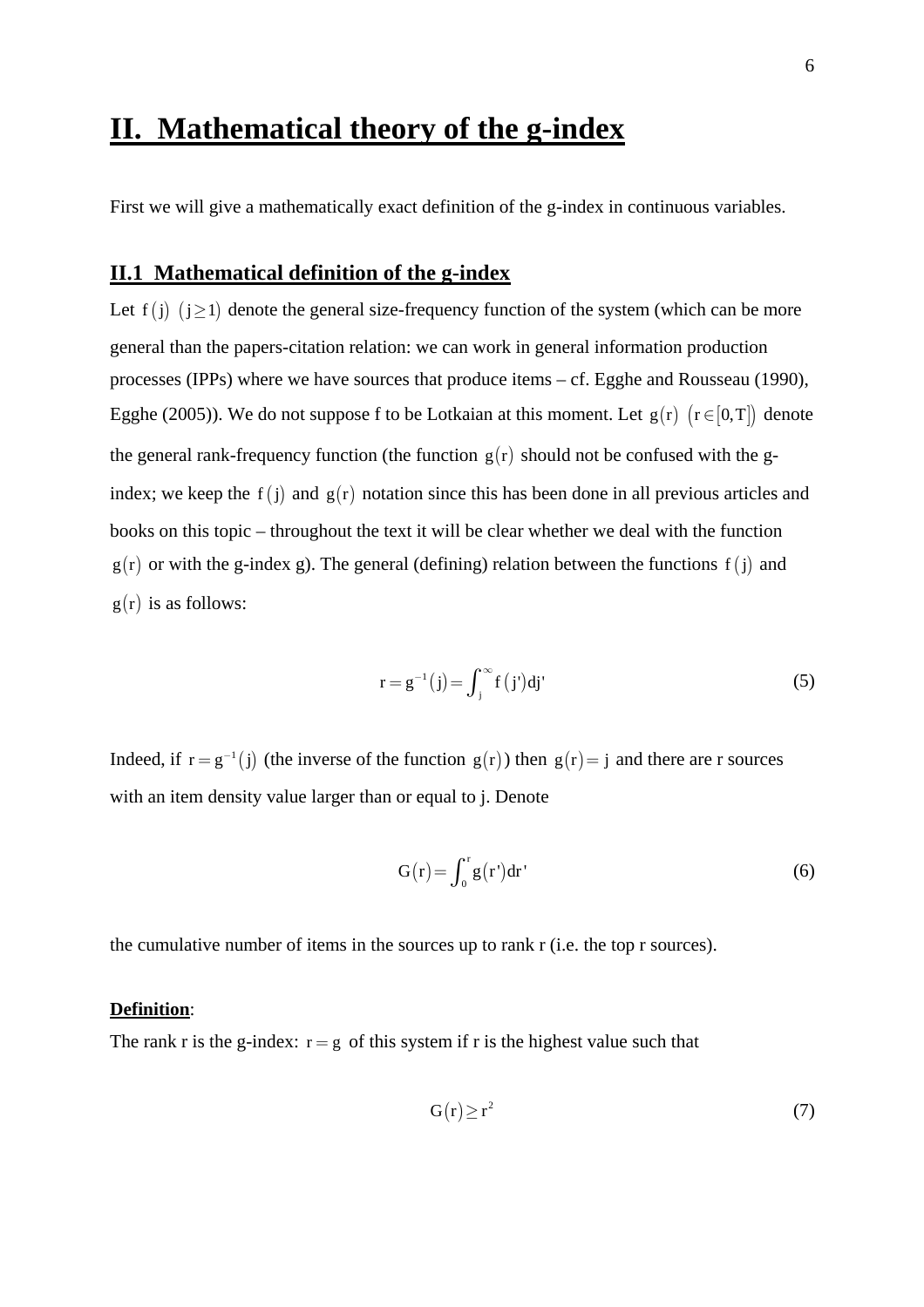# II. Mathematical theory of the g-index

First we will give a mathematically exact definition of the g-index in continuous variables.

## II.1 Mathematical definition of the g-index

Let $f(j)$ $(j \geq 1)$ denote the general size-frequency function of the system (which can be more general than the papers-citation relation: we can work in general information production processes (IPPs) where we have sources that produce items – cf. Egghe and Rousseau (1990), Egghe (2005)). We do not suppose f to be Lotkaian at this moment. Let $g(r)$ $(r \in [0,T])$ denote the general rank-frequency function (the function $g(r)$ should not be confused with the g-index; we keep the $f(j)$ and $g(r)$ notation since this has been done in all previous articles and books on this topic – throughout the text it will be clear whether we deal with the function $g(r)$ or with the g-index g). The general (defining) relation between the functions $f(j)$ and $g(r)$ is as follows:

$$r = g^{-1}(j) = \int_j^{\infty} f(j')dj' \tag{5}$$

Indeed, if $r = g^{-1}(j)$ (the inverse of the function $g(r)$) then $g(r) = j$ and there are r sources with an item density value larger than or equal to j. Denote

$$G(r) = \int_0^r g(r')dr' \tag{6}$$

the cumulative number of items in the sources up to rank r (i.e. the top r sources).

**Definition**:

The rank r is the g-index: $r = g$ of this system if r is the highest value such that

$$G(r) \geq r^2 \tag{7}$$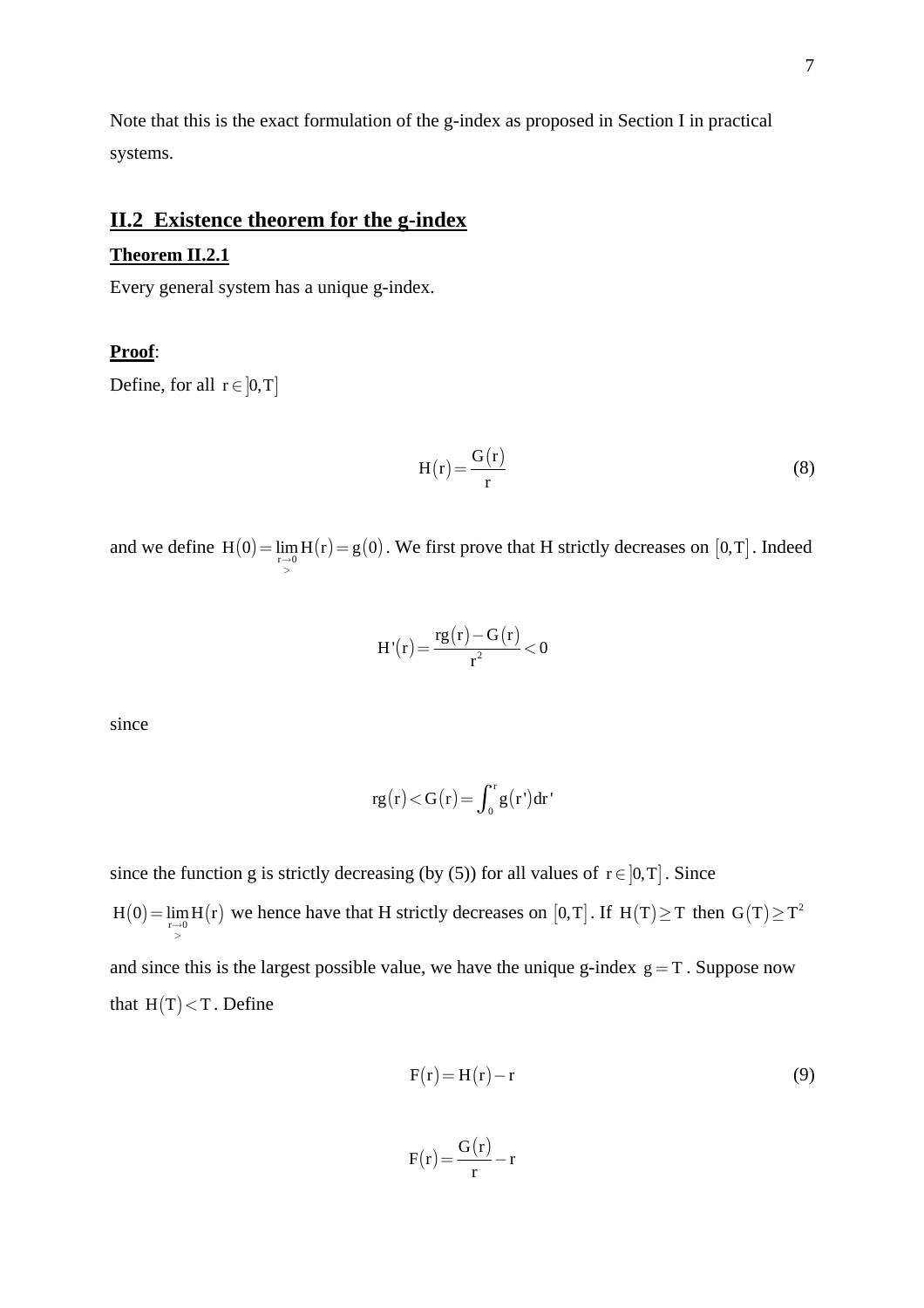Note that this is the exact formulation of the g-index as proposed in Section I in practical systems.

## II.2 Existence theorem for the g-index

**Theorem II.2.1**

Every general system has a unique g-index.

**Proof**:

Define, for all $r \in \left]0,T\right]$

$$H(r) = \frac{G(r)}{r} \tag{8}$$

and we define $H(0) = \lim_{\substack{r \to 0 \\ >}} H(r) = g(0)$. We first prove that H strictly decreases on $[0,T]$. Indeed

$$H'(r) = \frac{rg(r) - G(r)}{r^2} < 0$$

since

$$rg(r) < G(r) = \int_0^r g(r')dr'$$

since the function g is strictly decreasing (by (5)) for all values of $r \in \left]0,T\right]$. Since $H(0) = \lim_{\substack{r \to 0 \\ >}} H(r)$ we hence have that H strictly decreases on $[0,T]$. If $H(T) \geq T$ then $G(T) \geq T^2$ and since this is the largest possible value, we have the unique g-index $g = T$. Suppose now that $H(T) < T$. Define

$$F(r) = H(r) - r \tag{9}$$

$$F(r) = \frac{G(r)}{r} - r$$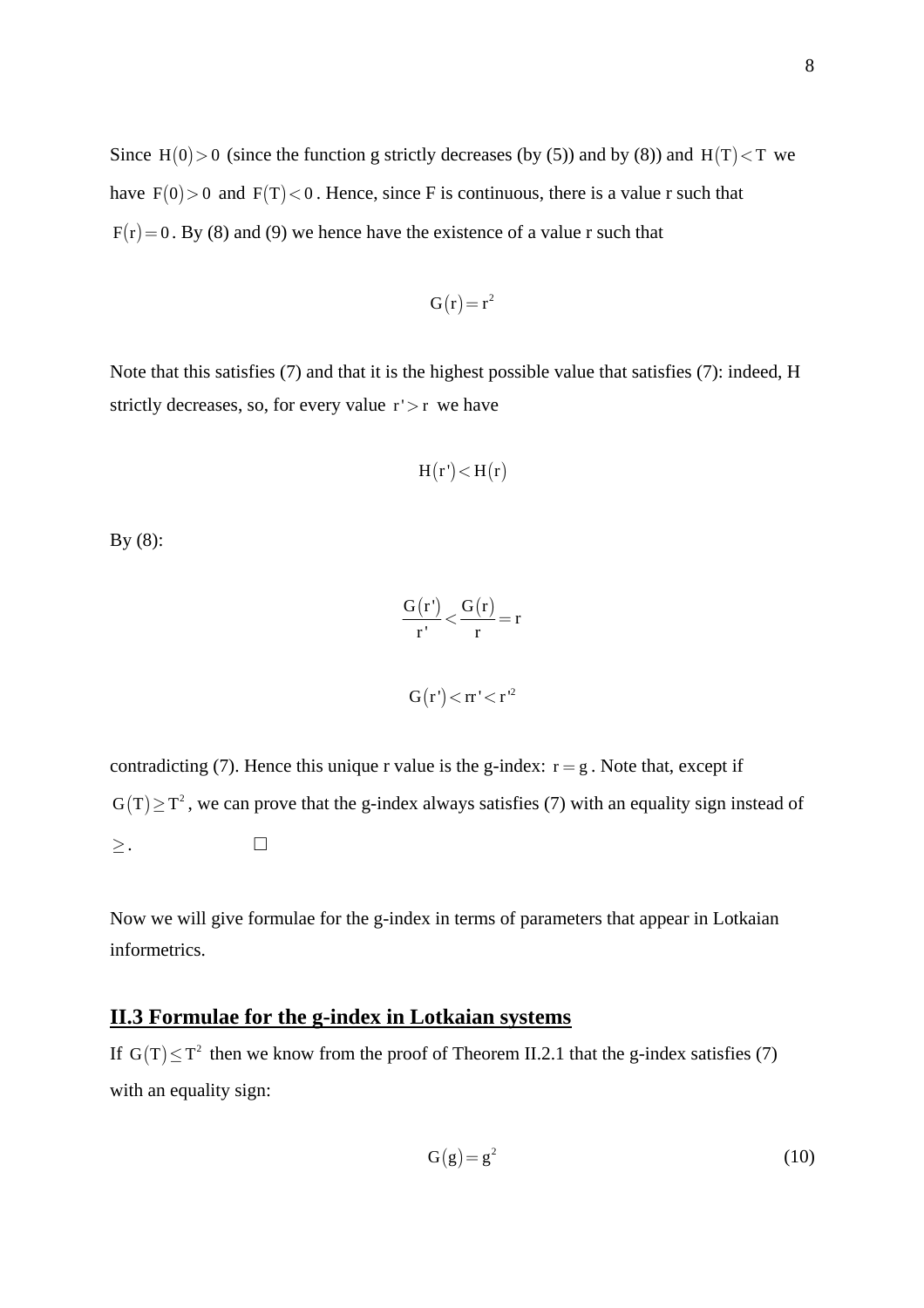Since $H(0) > 0$ (since the function g strictly decreases (by (5)) and by (8)) and $H(T) < T$ we have $F(0) > 0$ and $F(T) < 0$. Hence, since F is continuous, there is a value r such that $F(r) = 0$. By (8) and (9) we hence have the existence of a value r such that

$$G(r) = r^2$$

Note that this satisfies (7) and that it is the highest possible value that satisfies (7): indeed, H strictly decreases, so, for every value $r' > r$ we have

$$H(r') < H(r)$$

By (8):

$$\frac{G(r')}{r'} < \frac{G(r)}{r} = r$$

$$G(r') < rr' < r'^2$$

contradicting (7). Hence this unique r value is the g-index: $r = g$. Note that, except if $G(T) \geq T^2$, we can prove that the g-index always satisfies (7) with an equality sign instead of $\geq$. □

Now we will give formulae for the g-index in terms of parameters that appear in Lotkaian informetrics.

## II.3 Formulae for the g-index in Lotkaian systems

If $G(T) \leq T^2$ then we know from the proof of Theorem II.2.1 that the g-index satisfies (7) with an equality sign:

$$G(g) = g^2 \tag{10}$$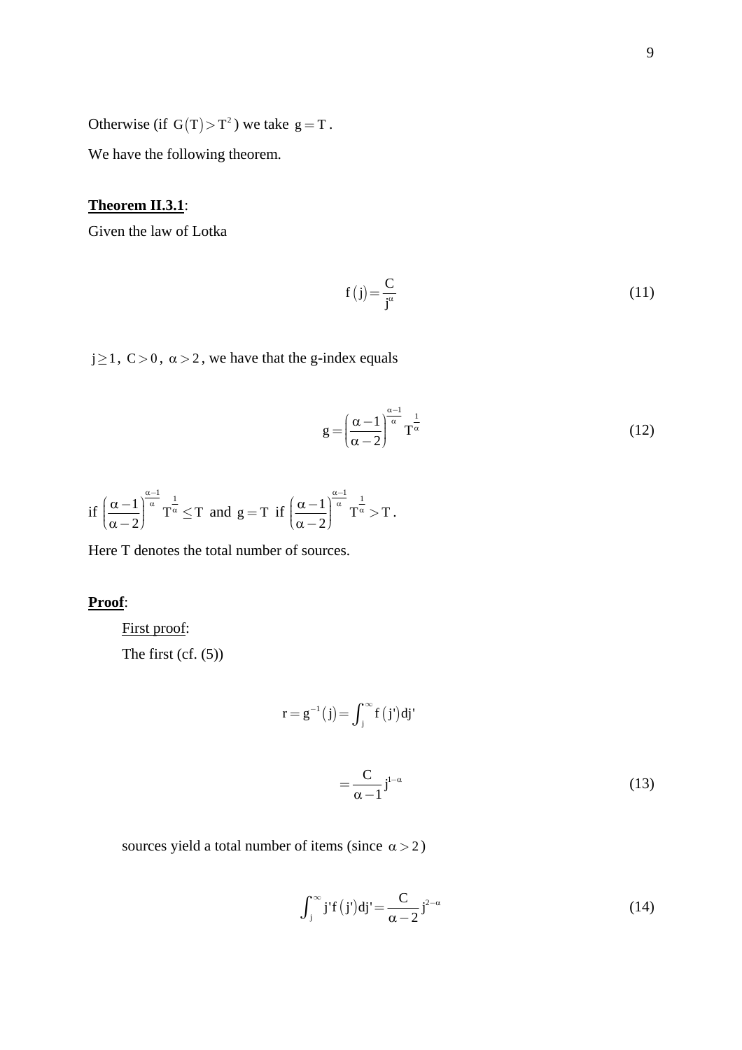Otherwise (if $G(T) > T^2$) we take $g = T$.

We have the following theorem.

**Theorem II.3.1**:

Given the law of Lotka

$$f(j) = \frac{C}{j^\alpha} \tag{11}$$

$j \geq 1$, $C > 0$, $\alpha > 2$, we have that the g-index equals

$$g = \left(\frac{\alpha - 1}{\alpha - 2}\right)^{\frac{\alpha-1}{\alpha}} T^{\frac{1}{\alpha}} \tag{12}$$

if $\left(\frac{\alpha - 1}{\alpha - 2}\right)^{\frac{\alpha-1}{\alpha}} T^{\frac{1}{\alpha}} \leq T$ and $g = T$ if $\left(\frac{\alpha - 1}{\alpha - 2}\right)^{\frac{\alpha-1}{\alpha}} T^{\frac{1}{\alpha}} > T$.

Here T denotes the total number of sources.

**Proof**:

First proof:

The first (cf. (5))

$$r = g^{-1}(j) = \int_j^\infty f(j')dj'$$

$$= \frac{C}{\alpha - 1} j^{1-\alpha} \tag{13}$$

sources yield a total number of items (since $\alpha > 2$)

$$\int_j^\infty j' f(j')dj' = \frac{C}{\alpha - 2} j^{2-\alpha} \tag{14}$$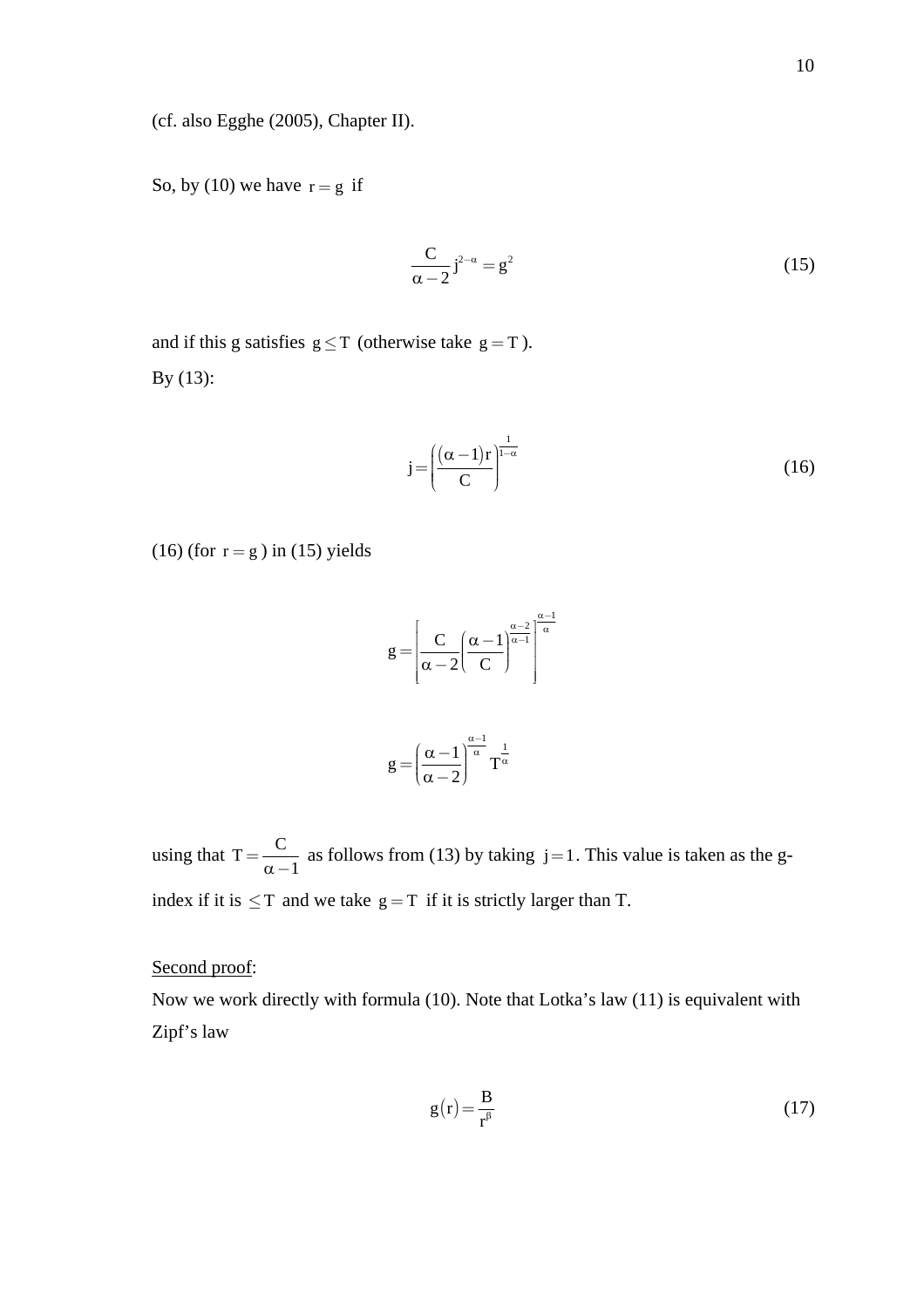(cf. also Egghe (2005), Chapter II).

So, by (10) we have $r = g$ if

$$\frac{C}{\alpha - 2} j^{2-\alpha} = g^2 \tag{15}$$

and if this g satisfies $g \leq T$ (otherwise take $g = T$).
By (13):

$$j = \left( \frac{(\alpha - 1) r}{C} \right)^{\frac{1}{1-\alpha}} \tag{16}$$

(16) (for $r = g$) in (15) yields

$$g = \left[ \frac{C}{\alpha - 2} \left( \frac{\alpha - 1}{C} \right)^{\frac{\alpha - 2}{\alpha - 1}} \right]^{\frac{\alpha - 1}{\alpha}}$$

$$g = \left( \frac{\alpha - 1}{\alpha - 2} \right)^{\frac{\alpha - 1}{\alpha}} T^{\frac{1}{\alpha}}$$

using that $T = \frac{C}{\alpha - 1}$ as follows from (13) by taking $j = 1$. This value is taken as the g-index if it is $\leq T$ and we take $g = T$ if it is strictly larger than T.

Second proof:
Now we work directly with formula (10). Note that Lotka's law (11) is equivalent with Zipf's law

$$g(r) = \frac{B}{r^\beta} \tag{17}$$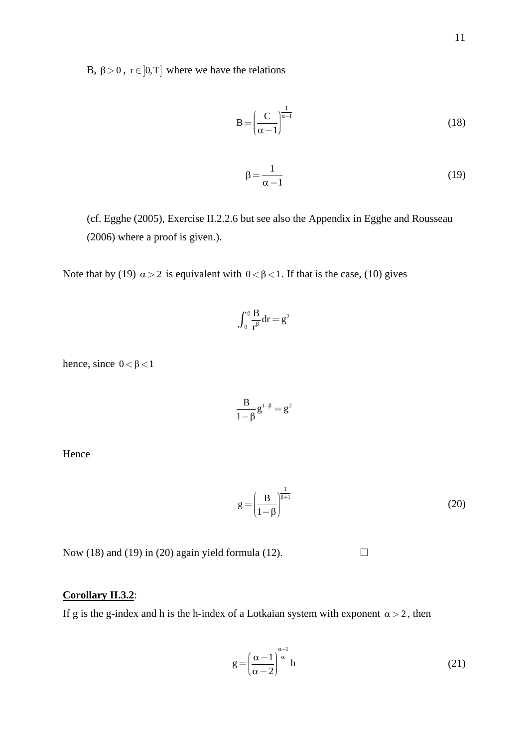B, $\beta > 0$, $r \in ]0, T]$ where we have the relations

$$B = \left(\frac{C}{\alpha - 1}\right)^{\frac{1}{\alpha - 1}} \tag{18}$$

$$\beta = \frac{1}{\alpha - 1} \tag{19}$$

(cf. Egghe (2005), Exercise II.2.2.6 but see also the Appendix in Egghe and Rousseau (2006) where a proof is given.).

Note that by (19) $\alpha > 2$ is equivalent with $0 < \beta < 1$. If that is the case, (10) gives

$$\int_0^g \frac{B}{r^\beta} dr = g^2$$

hence, since $0 < \beta < 1$

$$\frac{B}{1 - \beta} g^{1-\beta} = g^2$$

Hence

$$g = \left(\frac{B}{1 - \beta}\right)^{\frac{1}{\beta + 1}} \tag{20}$$

Now (18) and (19) in (20) again yield formula (12). □

**Corollary II.3.2**:

If g is the g-index and h is the h-index of a Lotkaian system with exponent $\alpha > 2$, then

$$g = \left(\frac{\alpha - 1}{\alpha - 2}\right)^{\frac{\alpha - 1}{\alpha}} h \tag{21}$$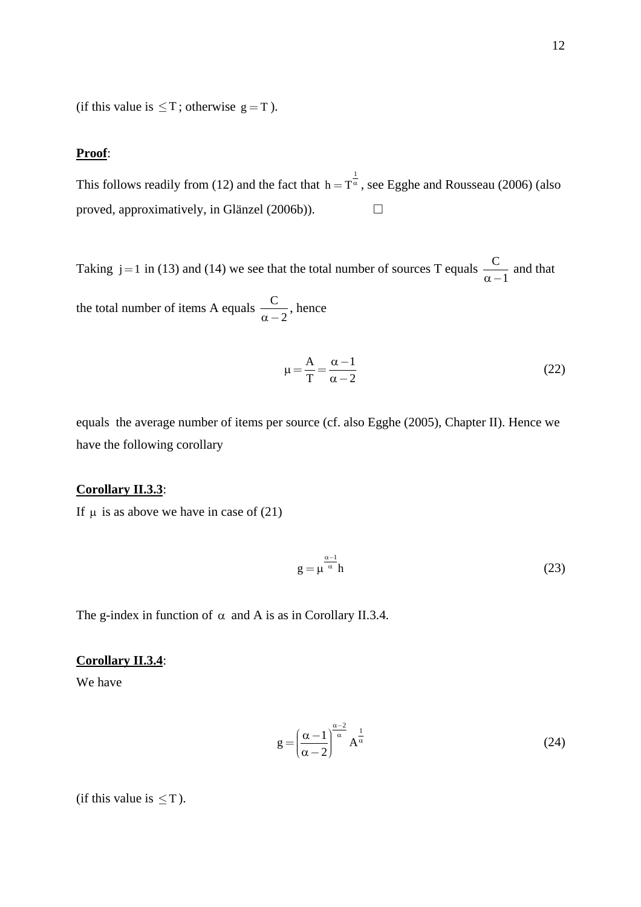(if this value is $\leq T$; otherwise $g = T$).

**Proof**:

This follows readily from (12) and the fact that $h = T^{\frac{1}{\alpha}}$, see Egghe and Rousseau (2006) (also proved, approximatively, in Glänzel (2006b)). □

Taking $j = 1$ in (13) and (14) we see that the total number of sources T equals $\frac{C}{\alpha - 1}$ and that the total number of items A equals $\frac{C}{\alpha - 2}$, hence

$$\mu = \frac{A}{T} = \frac{\alpha - 1}{\alpha - 2} \tag{22}$$

equals the average number of items per source (cf. also Egghe (2005), Chapter II). Hence we have the following corollary

**Corollary II.3.3**:

If $\mu$ is as above we have in case of (21)

$$g = \mu^{\frac{\alpha - 1}{\alpha}} h \tag{23}$$

The g-index in function of $\alpha$ and A is as in Corollary II.3.4.

**Corollary II.3.4**:

We have

$$g = \left( \frac{\alpha - 1}{\alpha - 2} \right)^{\frac{\alpha - 2}{\alpha}} A^{\frac{1}{\alpha}} \tag{24}$$

(if this value is $\leq T$).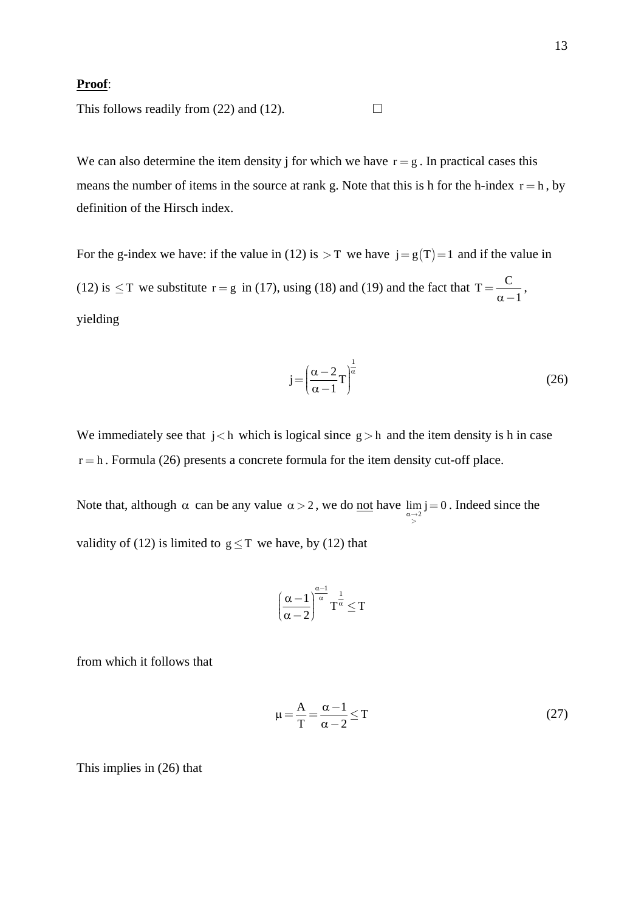**Proof**:

This follows readily from (22) and (12). □

We can also determine the item density j for which we have $r = g$. In practical cases this means the number of items in the source at rank g. Note that this is h for the h-index $r = h$, by definition of the Hirsch index.

For the g-index we have: if the value in (12) is $> T$ we have $j = g(T) = 1$ and if the value in (12) is $\leq T$ we substitute $r = g$ in (17), using (18) and (19) and the fact that $T = \frac{C}{\alpha - 1}$, yielding

$$j = \left(\frac{\alpha - 2}{\alpha - 1} T\right)^{\frac{1}{\alpha}} \tag{26}$$

We immediately see that $j < h$ which is logical since $g > h$ and the item density is h in case $r = h$. Formula (26) presents a concrete formula for the item density cut-off place.

Note that, although $\alpha$ can be any value $\alpha > 2$, we do <u>not</u> have $\lim\limits_{\substack{\alpha \to 2 \\ >}} j = 0$. Indeed since the validity of (12) is limited to $g \leq T$ we have, by (12) that

$$\left(\frac{\alpha - 1}{\alpha - 2}\right)^{\frac{\alpha - 1}{\alpha}} T^{\frac{1}{\alpha}} \leq T$$

from which it follows that

$$\mu = \frac{A}{T} = \frac{\alpha - 1}{\alpha - 2} \leq T \tag{27}$$

This implies in (26) that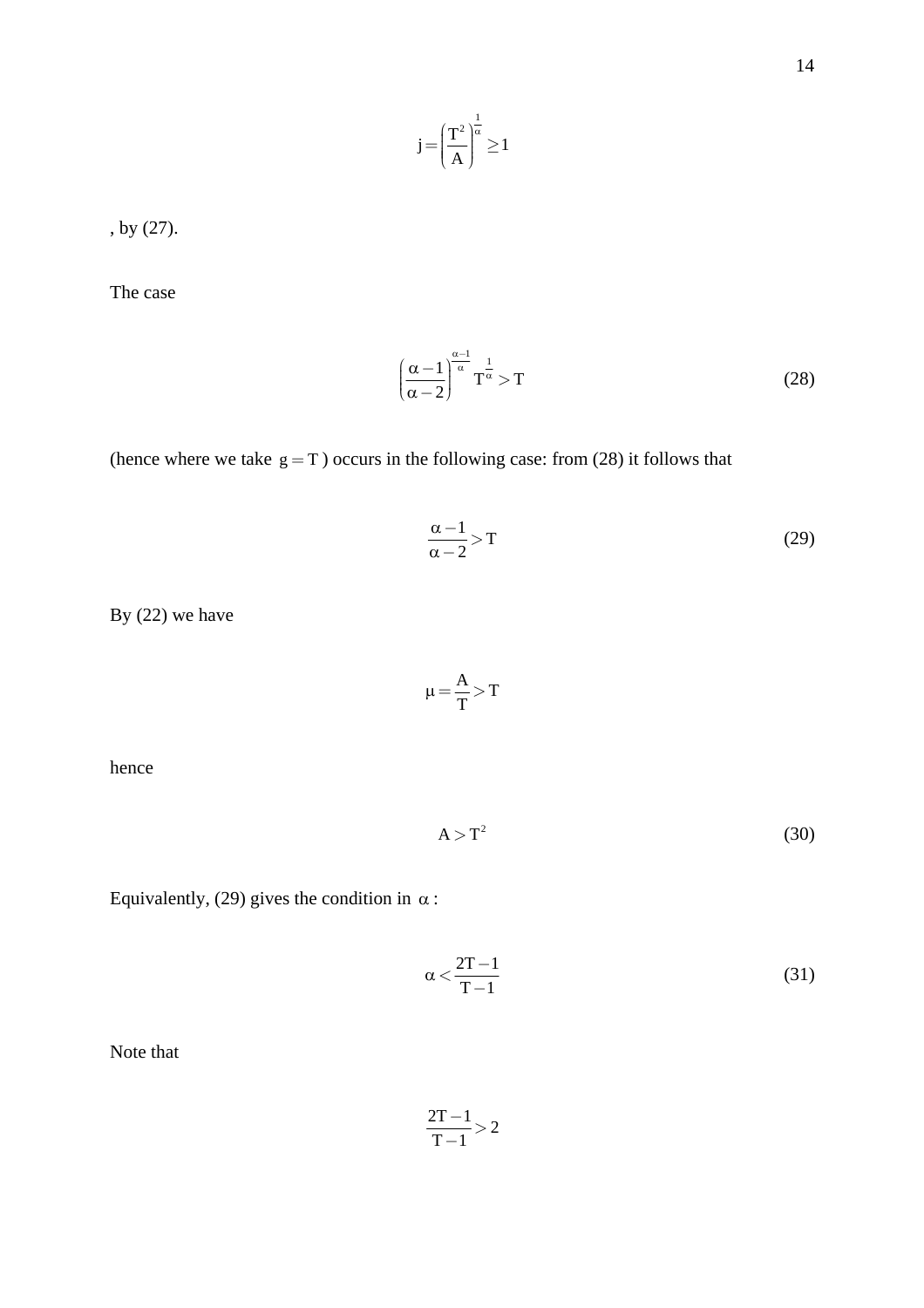$$j = \left(\frac{T^2}{A}\right)^{\frac{1}{\alpha}} \geq 1$$

, by (27).

The case

$$\left(\frac{\alpha - 1}{\alpha - 2}\right)^{\frac{\alpha - 1}{\alpha}} T^{\frac{1}{\alpha}} > T \tag{28}$$

(hence where we take $g = T$ ) occurs in the following case: from (28) it follows that

$$\frac{\alpha - 1}{\alpha - 2} > T \tag{29}$$

By (22) we have

$$\mu = \frac{A}{T} > T$$

hence

$$A > T^2 \tag{30}$$

Equivalently, (29) gives the condition in $\alpha$ :

$$\alpha < \frac{2T - 1}{T - 1} \tag{31}$$

Note that

$$\frac{2T - 1}{T - 1} > 2$$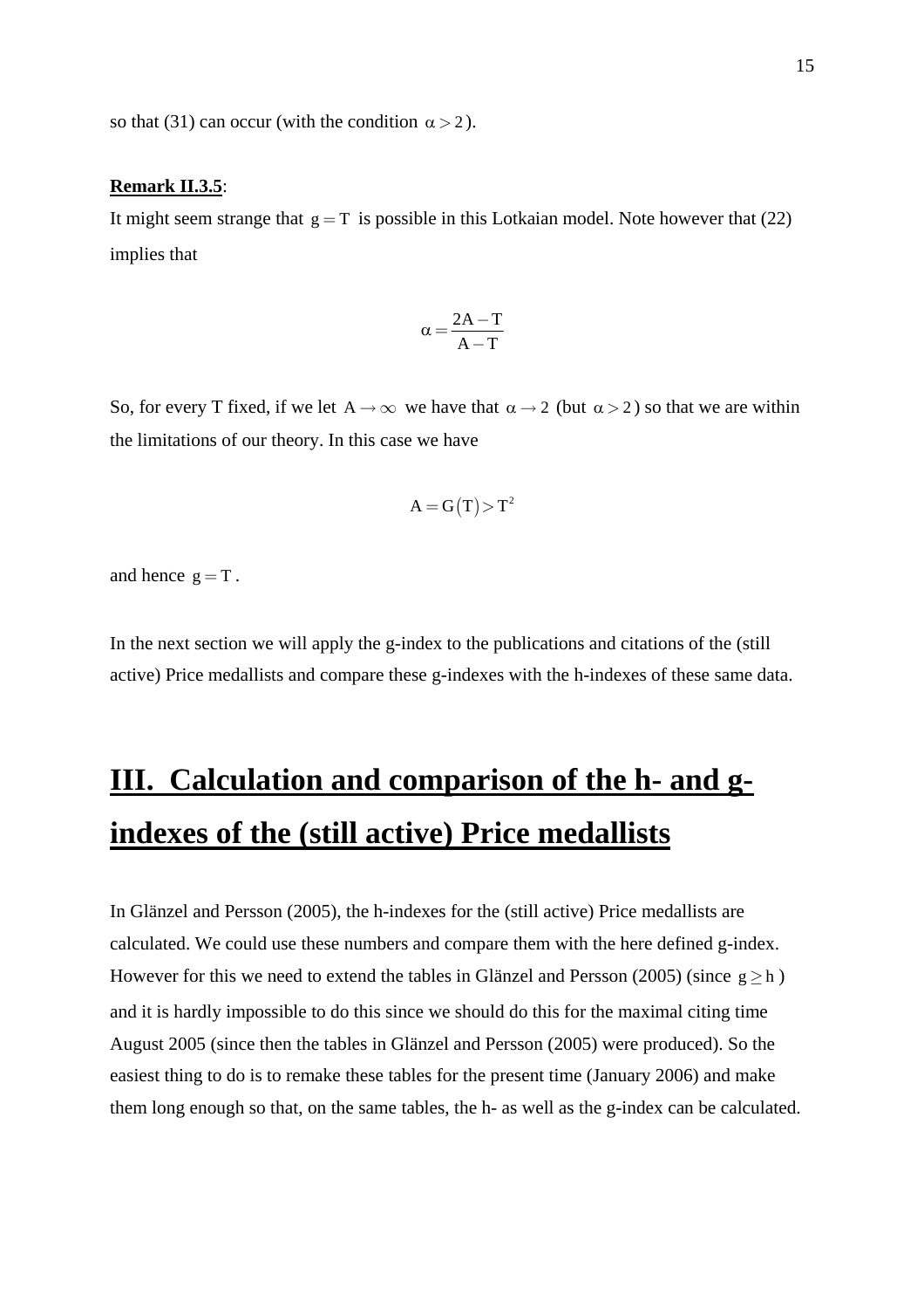so that (31) can occur (with the condition $\alpha > 2$).

**Remark II.3.5**:

It might seem strange that $g = T$ is possible in this Lotkaian model. Note however that (22) implies that

$$\alpha = \frac{2A - T}{A - T}$$

So, for every T fixed, if we let $A \to \infty$ we have that $\alpha \to 2$ (but $\alpha > 2$) so that we are within the limitations of our theory. In this case we have

$$A = G(T) > T^2$$

and hence $g = T$.

In the next section we will apply the g-index to the publications and citations of the (still active) Price medallists and compare these g-indexes with the h-indexes of these same data.

# III. Calculation and comparison of the h- and g-indexes of the (still active) Price medallists

In Glänzel and Persson (2005), the h-indexes for the (still active) Price medallists are calculated. We could use these numbers and compare them with the here defined g-index. However for this we need to extend the tables in Glänzel and Persson (2005) (since $g \geq h$) and it is hardly impossible to do this since we should do this for the maximal citing time August 2005 (since then the tables in Glänzel and Persson (2005) were produced). So the easiest thing to do is to remake these tables for the present time (January 2006) and make them long enough so that, on the same tables, the h- as well as the g-index can be calculated.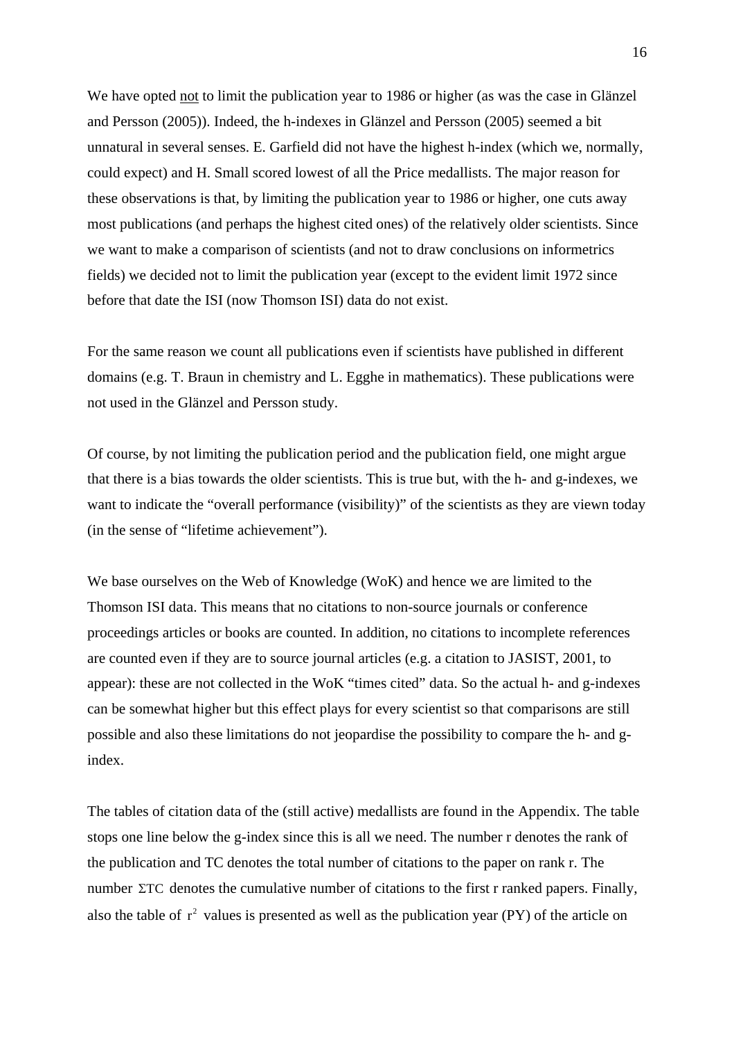We have opted not to limit the publication year to 1986 or higher (as was the case in Glänzel and Persson (2005)). Indeed, the h-indexes in Glänzel and Persson (2005) seemed a bit unnatural in several senses. E. Garfield did not have the highest h-index (which we, normally, could expect) and H. Small scored lowest of all the Price medallists. The major reason for these observations is that, by limiting the publication year to 1986 or higher, one cuts away most publications (and perhaps the highest cited ones) of the relatively older scientists. Since we want to make a comparison of scientists (and not to draw conclusions on informetrics fields) we decided not to limit the publication year (except to the evident limit 1972 since before that date the ISI (now Thomson ISI) data do not exist.

For the same reason we count all publications even if scientists have published in different domains (e.g. T. Braun in chemistry and L. Egghe in mathematics). These publications were not used in the Glänzel and Persson study.

Of course, by not limiting the publication period and the publication field, one might argue that there is a bias towards the older scientists. This is true but, with the h- and g-indexes, we want to indicate the "overall performance (visibility)" of the scientists as they are viewn today (in the sense of "lifetime achievement").

We base ourselves on the Web of Knowledge (WoK) and hence we are limited to the Thomson ISI data. This means that no citations to non-source journals or conference proceedings articles or books are counted. In addition, no citations to incomplete references are counted even if they are to source journal articles (e.g. a citation to JASIST, 2001, to appear): these are not collected in the WoK "times cited" data. So the actual h- and g-indexes can be somewhat higher but this effect plays for every scientist so that comparisons are still possible and also these limitations do not jeopardise the possibility to compare the h- and g-index.

The tables of citation data of the (still active) medallists are found in the Appendix. The table stops one line below the g-index since this is all we need. The number r denotes the rank of the publication and TC denotes the total number of citations to the paper on rank r. The number $\Sigma$TC denotes the cumulative number of citations to the first r ranked papers. Finally, also the table of $r^2$ values is presented as well as the publication year (PY) of the article on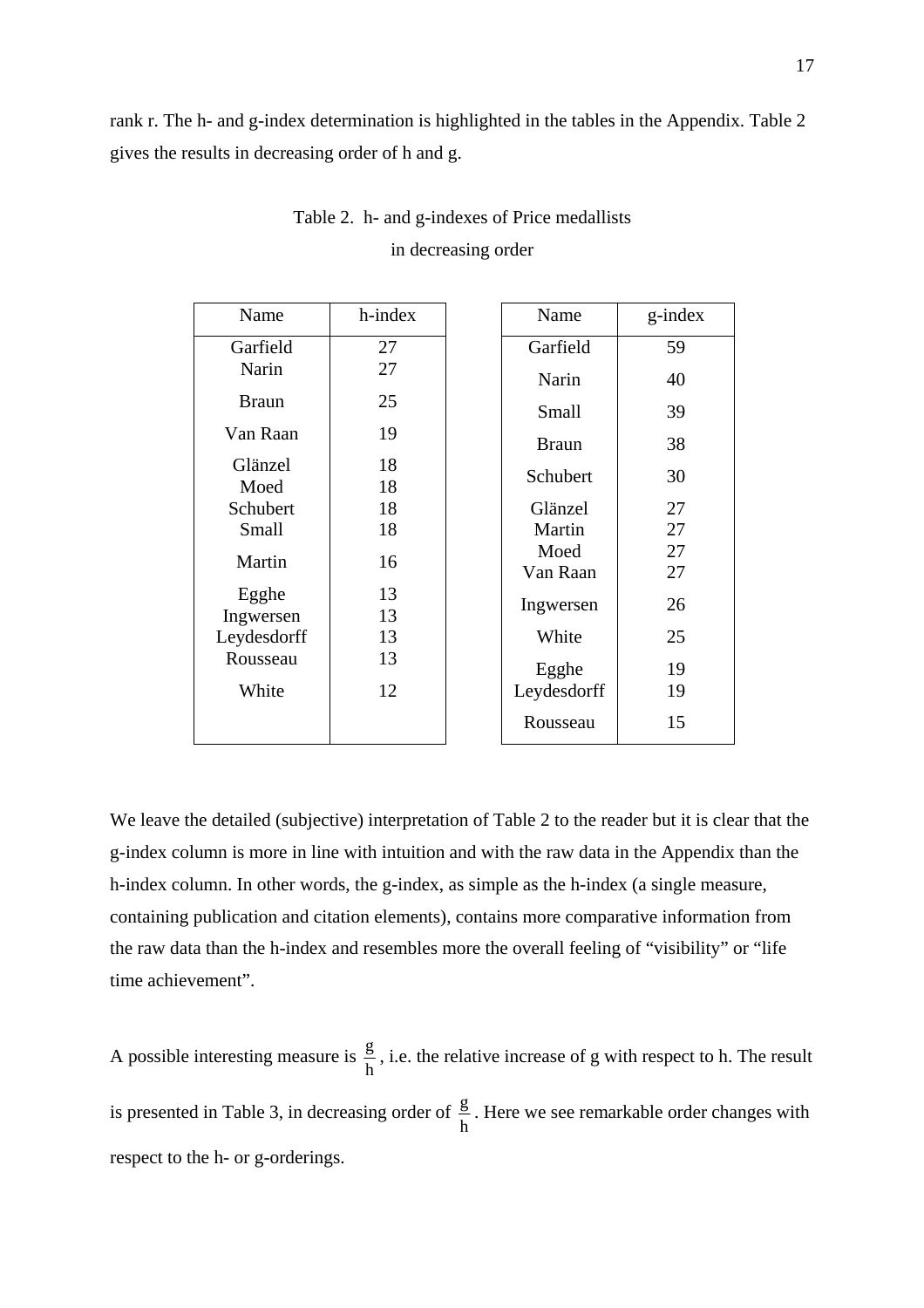rank r. The h- and g-index determination is highlighted in the tables in the Appendix. Table 2 gives the results in decreasing order of h and g.

Table 2. h- and g-indexes of Price medallists in decreasing order

| Name | h-index |
|---|---|
| Garfield | 27 |
| Narin | 27 |
| Braun | 25 |
| Van Raan | 19 |
| Glänzel | 18 |
| Moed | 18 |
| Schubert | 18 |
| Small | 18 |
| Martin | 16 |
| Egghe | 13 |
| Ingwersen | 13 |
| Leydesdorff | 13 |
| Rousseau | 13 |
| White | 12 |

| Name | g-index |
|---|---|
| Garfield | 59 |
| Narin | 40 |
| Small | 39 |
| Braun | 38 |
| Schubert | 30 |
| Glänzel | 27 |
| Martin | 27 |
| Moed | 27 |
| Van Raan | 27 |
| Ingwersen | 26 |
| White | 25 |
| Egghe | 19 |
| Leydesdorff | 19 |
| Rousseau | 15 |

We leave the detailed (subjective) interpretation of Table 2 to the reader but it is clear that the g-index column is more in line with intuition and with the raw data in the Appendix than the h-index column. In other words, the g-index, as simple as the h-index (a single measure, containing publication and citation elements), contains more comparative information from the raw data than the h-index and resembles more the overall feeling of "visibility" or "life time achievement".

A possible interesting measure is $\frac{g}{h}$, i.e. the relative increase of g with respect to h. The result is presented in Table 3, in decreasing order of $\frac{g}{h}$. Here we see remarkable order changes with respect to the h- or g-orderings.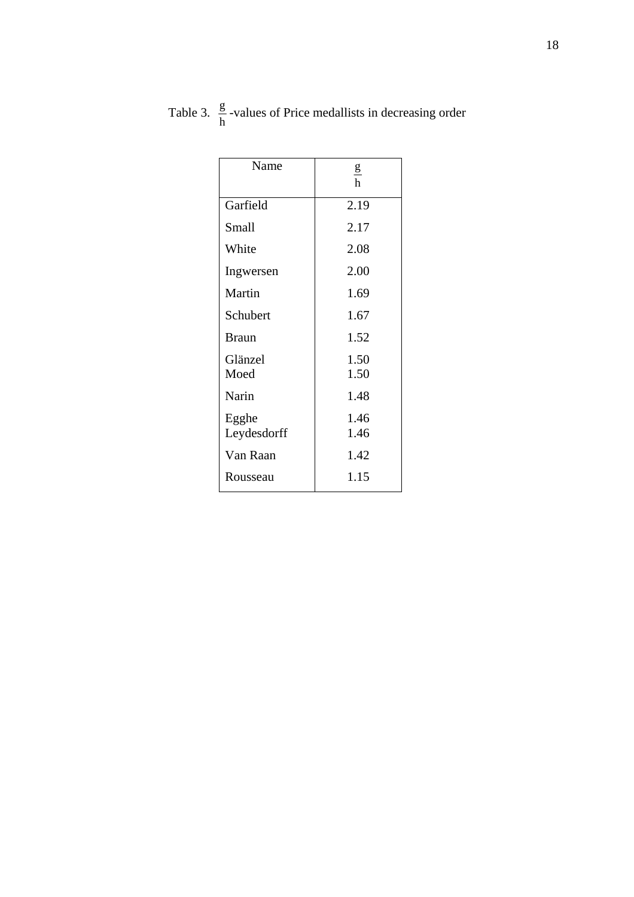Table 3. $\frac{g}{h}$-values of Price medallists in decreasing order

| Name | $\frac{g}{h}$ |
|---|---|
| Garfield | 2.19 |
| Small | 2.17 |
| White | 2.08 |
| Ingwersen | 2.00 |
| Martin | 1.69 |
| Schubert | 1.67 |
| Braun | 1.52 |
| Glänzel | 1.50 |
| Moed | 1.50 |
| Narin | 1.48 |
| Egghe | 1.46 |
| Leydesdorff | 1.46 |
| Van Raan | 1.42 |
| Rousseau | 1.15 |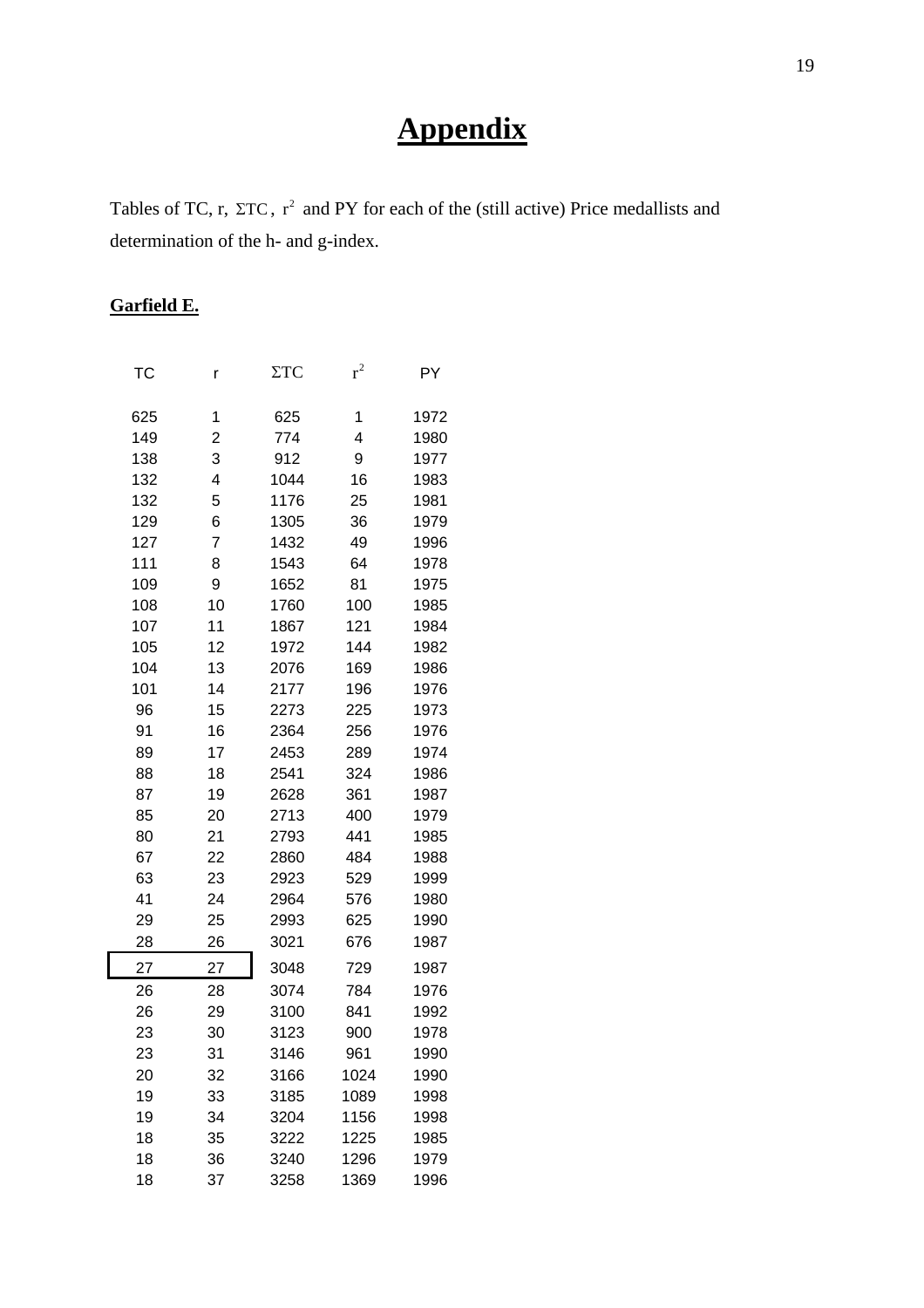# Appendix

Tables of TC, r, $\Sigma TC$, $r^2$ and PY for each of the (still active) Price medallists and determination of the h- and g-index.

**Garfield E.**

| TC | r | $\Sigma TC$ | $r^2$ | PY |
|---|---|---|---|---|
| 625 | 1 | 625 | 1 | 1972 |
| 149 | 2 | 774 | 4 | 1980 |
| 138 | 3 | 912 | 9 | 1977 |
| 132 | 4 | 1044 | 16 | 1983 |
| 132 | 5 | 1176 | 25 | 1981 |
| 129 | 6 | 1305 | 36 | 1979 |
| 127 | 7 | 1432 | 49 | 1996 |
| 111 | 8 | 1543 | 64 | 1978 |
| 109 | 9 | 1652 | 81 | 1975 |
| 108 | 10 | 1760 | 100 | 1985 |
| 107 | 11 | 1867 | 121 | 1984 |
| 105 | 12 | 1972 | 144 | 1982 |
| 104 | 13 | 2076 | 169 | 1986 |
| 101 | 14 | 2177 | 196 | 1976 |
| 96 | 15 | 2273 | 225 | 1973 |
| 91 | 16 | 2364 | 256 | 1976 |
| 89 | 17 | 2453 | 289 | 1974 |
| 88 | 18 | 2541 | 324 | 1986 |
| 87 | 19 | 2628 | 361 | 1987 |
| 85 | 20 | 2713 | 400 | 1979 |
| 80 | 21 | 2793 | 441 | 1985 |
| 67 | 22 | 2860 | 484 | 1988 |
| 63 | 23 | 2923 | 529 | 1999 |
| 41 | 24 | 2964 | 576 | 1980 |
| 29 | 25 | 2993 | 625 | 1990 |
| 28 | 26 | 3021 | 676 | 1987 |
| 27 | 27 | 3048 | 729 | 1987 |
| 26 | 28 | 3074 | 784 | 1976 |
| 26 | 29 | 3100 | 841 | 1992 |
| 23 | 30 | 3123 | 900 | 1978 |
| 23 | 31 | 3146 | 961 | 1990 |
| 20 | 32 | 3166 | 1024 | 1990 |
| 19 | 33 | 3185 | 1089 | 1998 |
| 19 | 34 | 3204 | 1156 | 1998 |
| 18 | 35 | 3222 | 1225 | 1985 |
| 18 | 36 | 3240 | 1296 | 1979 |
| 18 | 37 | 3258 | 1369 | 1996 |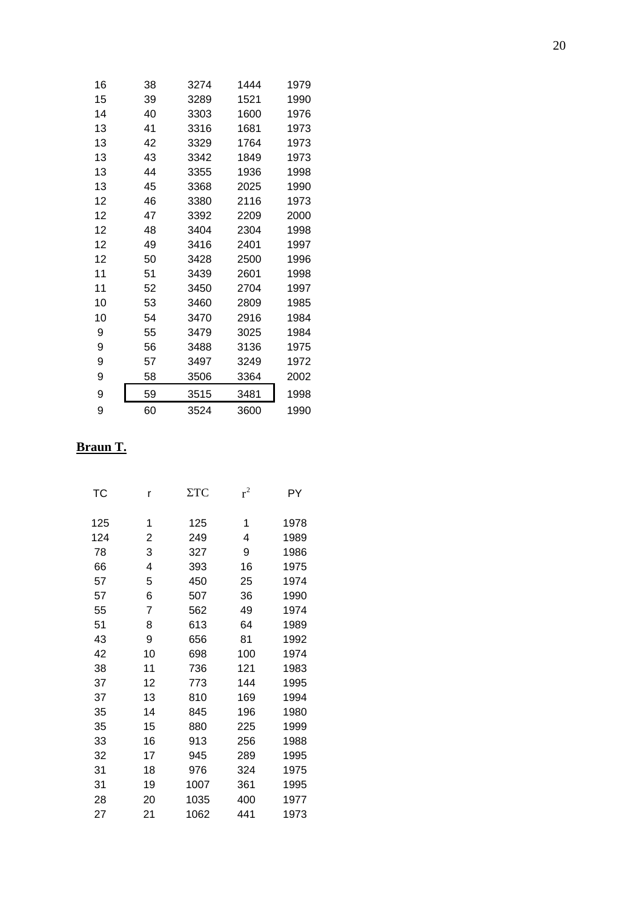| | | | | |
|---|---|---|---|---|
| 16 | 38 | 3274 | 1444 | 1979 |
| 15 | 39 | 3289 | 1521 | 1990 |
| 14 | 40 | 3303 | 1600 | 1976 |
| 13 | 41 | 3316 | 1681 | 1973 |
| 13 | 42 | 3329 | 1764 | 1973 |
| 13 | 43 | 3342 | 1849 | 1973 |
| 13 | 44 | 3355 | 1936 | 1998 |
| 13 | 45 | 3368 | 2025 | 1990 |
| 12 | 46 | 3380 | 2116 | 1973 |
| 12 | 47 | 3392 | 2209 | 2000 |
| 12 | 48 | 3404 | 2304 | 1998 |
| 12 | 49 | 3416 | 2401 | 1997 |
| 12 | 50 | 3428 | 2500 | 1996 |
| 11 | 51 | 3439 | 2601 | 1998 |
| 11 | 52 | 3450 | 2704 | 1997 |
| 10 | 53 | 3460 | 2809 | 1985 |
| 10 | 54 | 3470 | 2916 | 1984 |
| 9 | 55 | 3479 | 3025 | 1984 |
| 9 | 56 | 3488 | 3136 | 1975 |
| 9 | 57 | 3497 | 3249 | 1972 |
| 9 | 58 | 3506 | 3364 | 2002 |
| 9 | 59 | 3515 | 3481 | 1998 |
| 9 | 60 | 3524 | 3600 | 1990 |

**Braun T.**

| TC | r | ΣTC | $r^2$ | PY |
|---|---|---|---|---|
| 125 | 1 | 125 | 1 | 1978 |
| 124 | 2 | 249 | 4 | 1989 |
| 78 | 3 | 327 | 9 | 1986 |
| 66 | 4 | 393 | 16 | 1975 |
| 57 | 5 | 450 | 25 | 1974 |
| 57 | 6 | 507 | 36 | 1990 |
| 55 | 7 | 562 | 49 | 1974 |
| 51 | 8 | 613 | 64 | 1989 |
| 43 | 9 | 656 | 81 | 1992 |
| 42 | 10 | 698 | 100 | 1974 |
| 38 | 11 | 736 | 121 | 1983 |
| 37 | 12 | 773 | 144 | 1995 |
| 37 | 13 | 810 | 169 | 1994 |
| 35 | 14 | 845 | 196 | 1980 |
| 35 | 15 | 880 | 225 | 1999 |
| 33 | 16 | 913 | 256 | 1988 |
| 32 | 17 | 945 | 289 | 1995 |
| 31 | 18 | 976 | 324 | 1975 |
| 31 | 19 | 1007 | 361 | 1995 |
| 28 | 20 | 1035 | 400 | 1977 |
| 27 | 21 | 1062 | 441 | 1973 |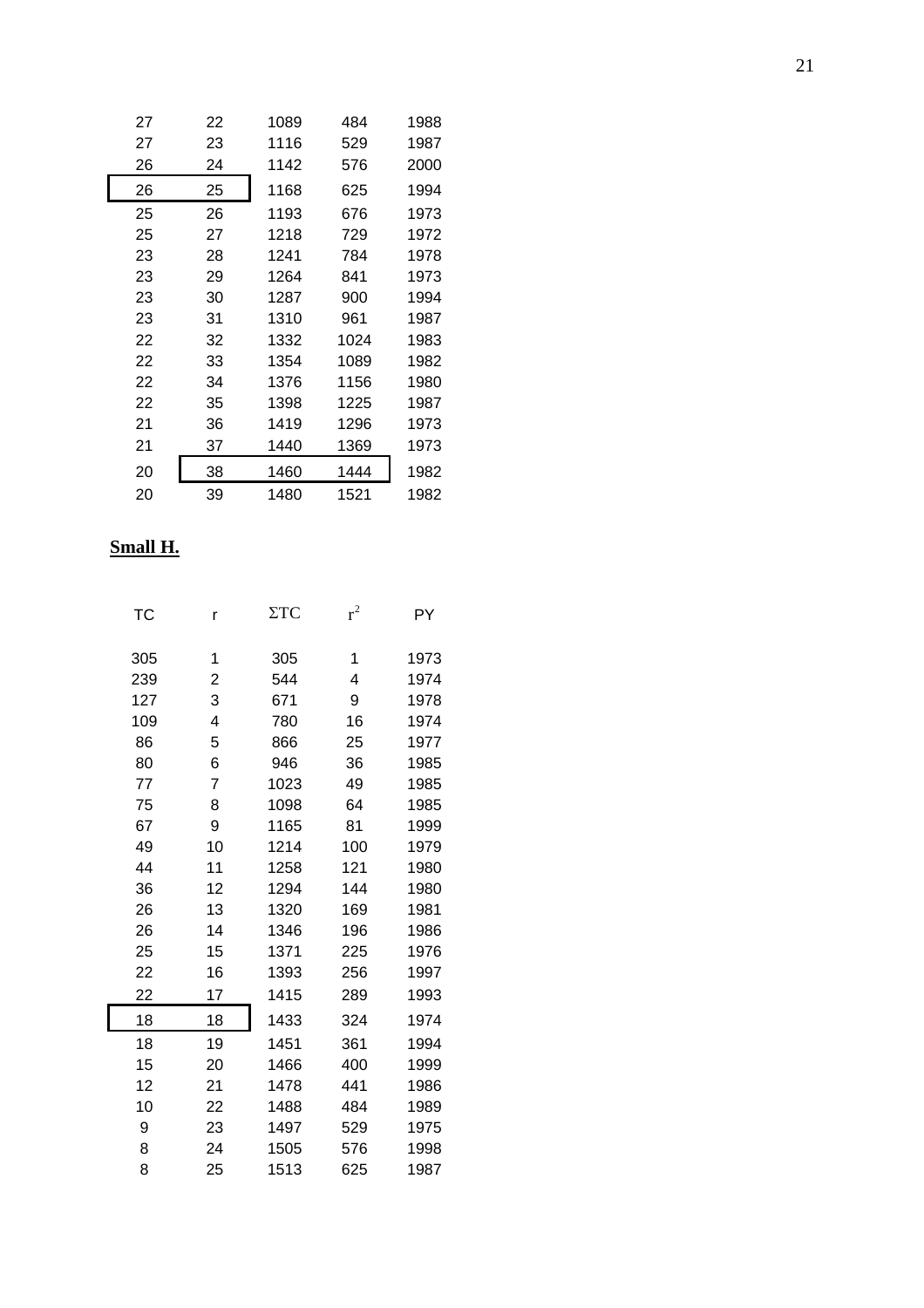| | | | | |
|---|---|---|---|---|
| 27 | 22 | 1089 | 484 | 1988 |
| 27 | 23 | 1116 | 529 | 1987 |
| 26 | 24 | 1142 | 576 | 2000 |
| 26 | 25 | 1168 | 625 | 1994 |
| 25 | 26 | 1193 | 676 | 1973 |
| 25 | 27 | 1218 | 729 | 1972 |
| 23 | 28 | 1241 | 784 | 1978 |
| 23 | 29 | 1264 | 841 | 1973 |
| 23 | 30 | 1287 | 900 | 1994 |
| 23 | 31 | 1310 | 961 | 1987 |
| 22 | 32 | 1332 | 1024 | 1983 |
| 22 | 33 | 1354 | 1089 | 1982 |
| 22 | 34 | 1376 | 1156 | 1980 |
| 22 | 35 | 1398 | 1225 | 1987 |
| 21 | 36 | 1419 | 1296 | 1973 |
| 21 | 37 | 1440 | 1369 | 1973 |
| 20 | 38 | 1460 | 1444 | 1982 |
| 20 | 39 | 1480 | 1521 | 1982 |

**Small H.**

| TC | r | ΣTC | $r^2$ | PY |
|---|---|---|---|---|
| 305 | 1 | 305 | 1 | 1973 |
| 239 | 2 | 544 | 4 | 1974 |
| 127 | 3 | 671 | 9 | 1978 |
| 109 | 4 | 780 | 16 | 1974 |
| 86 | 5 | 866 | 25 | 1977 |
| 80 | 6 | 946 | 36 | 1985 |
| 77 | 7 | 1023 | 49 | 1985 |
| 75 | 8 | 1098 | 64 | 1985 |
| 67 | 9 | 1165 | 81 | 1999 |
| 49 | 10 | 1214 | 100 | 1979 |
| 44 | 11 | 1258 | 121 | 1980 |
| 36 | 12 | 1294 | 144 | 1980 |
| 26 | 13 | 1320 | 169 | 1981 |
| 26 | 14 | 1346 | 196 | 1986 |
| 25 | 15 | 1371 | 225 | 1976 |
| 22 | 16 | 1393 | 256 | 1997 |
| 22 | 17 | 1415 | 289 | 1993 |
| 18 | 18 | 1433 | 324 | 1974 |
| 18 | 19 | 1451 | 361 | 1994 |
| 15 | 20 | 1466 | 400 | 1999 |
| 12 | 21 | 1478 | 441 | 1986 |
| 10 | 22 | 1488 | 484 | 1989 |
| 9 | 23 | 1497 | 529 | 1975 |
| 8 | 24 | 1505 | 576 | 1998 |
| 8 | 25 | 1513 | 625 | 1987 |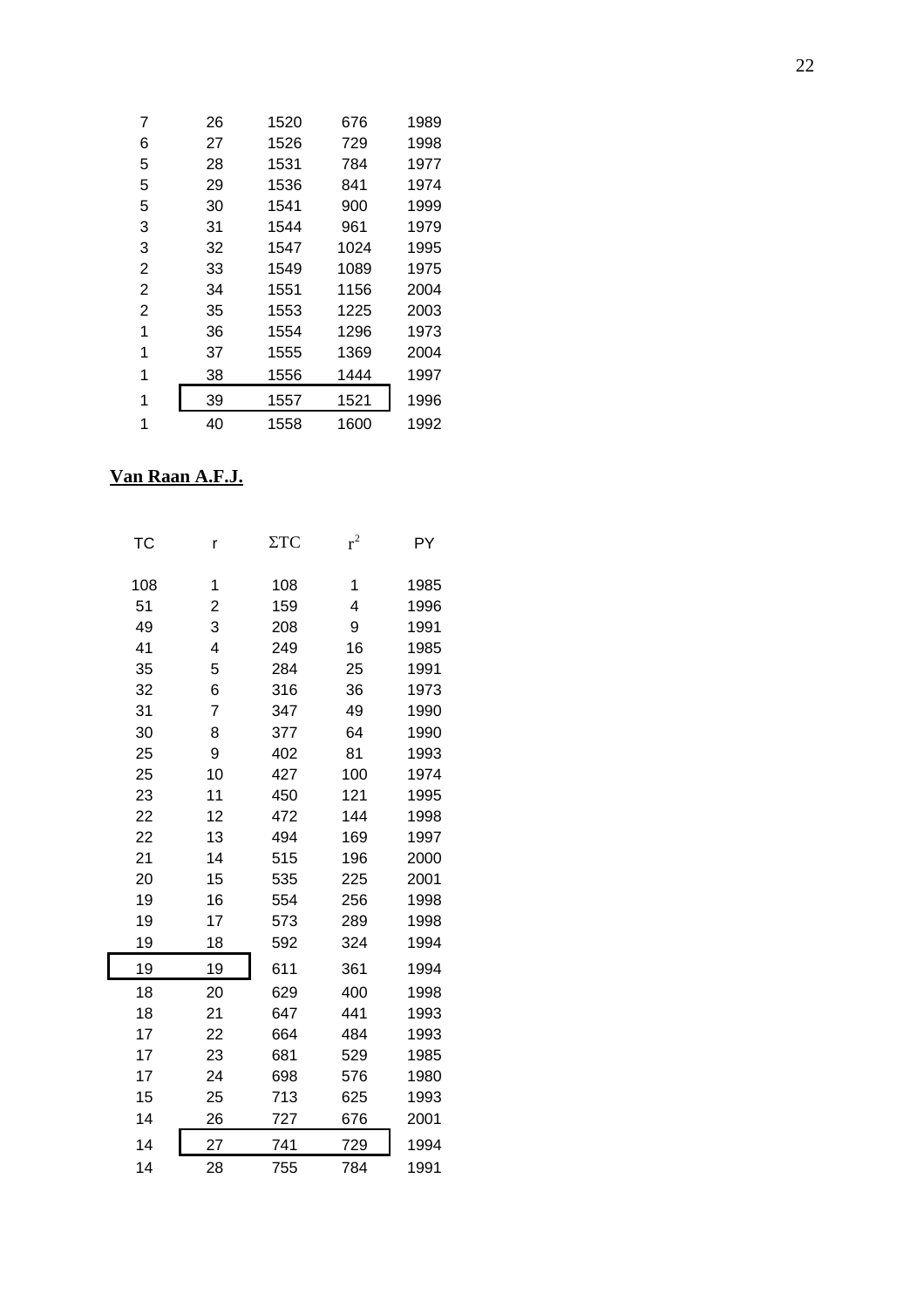| | | | | |
|---|---|---|---|---|
| 7 | 26 | 1520 | 676 | 1989 |
| 6 | 27 | 1526 | 729 | 1998 |
| 5 | 28 | 1531 | 784 | 1977 |
| 5 | 29 | 1536 | 841 | 1974 |
| 5 | 30 | 1541 | 900 | 1999 |
| 3 | 31 | 1544 | 961 | 1979 |
| 3 | 32 | 1547 | 1024 | 1995 |
| 2 | 33 | 1549 | 1089 | 1975 |
| 2 | 34 | 1551 | 1156 | 2004 |
| 2 | 35 | 1553 | 1225 | 2003 |
| 1 | 36 | 1554 | 1296 | 1973 |
| 1 | 37 | 1555 | 1369 | 2004 |
| 1 | 38 | 1556 | 1444 | 1997 |
| 1 | **39** | **1557** | **1521** | 1996 |
| 1 | 40 | 1558 | 1600 | 1992 |

## Van Raan A.F.J.

| TC | r | $\Sigma TC$ | $r^2$ | PY |
|---|---|---|---|---|
| 108 | 1 | 108 | 1 | 1985 |
| 51 | 2 | 159 | 4 | 1996 |
| 49 | 3 | 208 | 9 | 1991 |
| 41 | 4 | 249 | 16 | 1985 |
| 35 | 5 | 284 | 25 | 1991 |
| 32 | 6 | 316 | 36 | 1973 |
| 31 | 7 | 347 | 49 | 1990 |
| 30 | 8 | 377 | 64 | 1990 |
| 25 | 9 | 402 | 81 | 1993 |
| 25 | 10 | 427 | 100 | 1974 |
| 23 | 11 | 450 | 121 | 1995 |
| 22 | 12 | 472 | 144 | 1998 |
| 22 | 13 | 494 | 169 | 1997 |
| 21 | 14 | 515 | 196 | 2000 |
| 20 | 15 | 535 | 225 | 2001 |
| 19 | 16 | 554 | 256 | 1998 |
| 19 | 17 | 573 | 289 | 1998 |
| 19 | 18 | 592 | 324 | 1994 |
| **19** | **19** | 611 | 361 | 1994 |
| 18 | 20 | 629 | 400 | 1998 |
| 18 | 21 | 647 | 441 | 1993 |
| 17 | 22 | 664 | 484 | 1993 |
| 17 | 23 | 681 | 529 | 1985 |
| 17 | 24 | 698 | 576 | 1980 |
| 15 | 25 | 713 | 625 | 1993 |
| 14 | 26 | 727 | 676 | 2001 |
| 14 | **27** | **741** | **729** | 1994 |
| 14 | 28 | 755 | 784 | 1991 |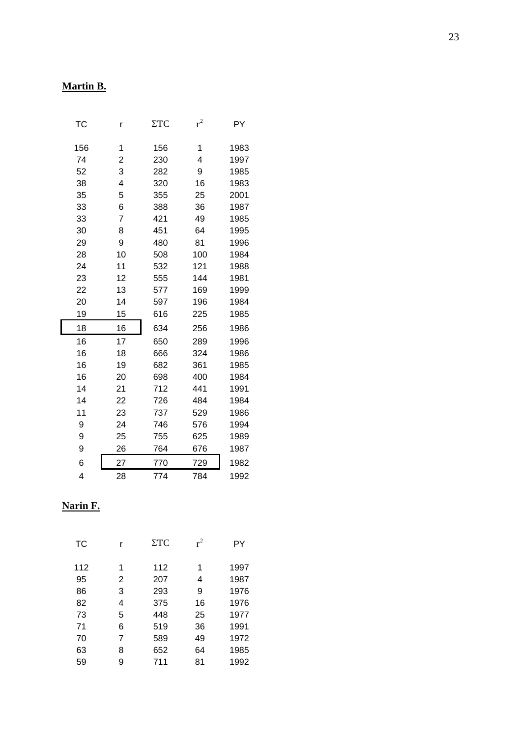**Martin B.**

| TC | r | ΣTC | $r^2$ | PY |
|---|---|---|---|---|
| 156 | 1 | 156 | 1 | 1983 |
| 74 | 2 | 230 | 4 | 1997 |
| 52 | 3 | 282 | 9 | 1985 |
| 38 | 4 | 320 | 16 | 1983 |
| 35 | 5 | 355 | 25 | 2001 |
| 33 | 6 | 388 | 36 | 1987 |
| 33 | 7 | 421 | 49 | 1985 |
| 30 | 8 | 451 | 64 | 1995 |
| 29 | 9 | 480 | 81 | 1996 |
| 28 | 10 | 508 | 100 | 1984 |
| 24 | 11 | 532 | 121 | 1988 |
| 23 | 12 | 555 | 144 | 1981 |
| 22 | 13 | 577 | 169 | 1999 |
| 20 | 14 | 597 | 196 | 1984 |
| 19 | 15 | 616 | 225 | 1985 |
| 18 | 16 | 634 | 256 | 1986 |
| 16 | 17 | 650 | 289 | 1996 |
| 16 | 18 | 666 | 324 | 1986 |
| 16 | 19 | 682 | 361 | 1985 |
| 16 | 20 | 698 | 400 | 1984 |
| 14 | 21 | 712 | 441 | 1991 |
| 14 | 22 | 726 | 484 | 1984 |
| 11 | 23 | 737 | 529 | 1986 |
| 9 | 24 | 746 | 576 | 1994 |
| 9 | 25 | 755 | 625 | 1989 |
| 9 | 26 | 764 | 676 | 1987 |
| 6 | 27 | 770 | 729 | 1982 |
| 4 | 28 | 774 | 784 | 1992 |

**Narin F.**

| TC | r | ΣTC | $r^2$ | PY |
|---|---|---|---|---|
| 112 | 1 | 112 | 1 | 1997 |
| 95 | 2 | 207 | 4 | 1987 |
| 86 | 3 | 293 | 9 | 1976 |
| 82 | 4 | 375 | 16 | 1976 |
| 73 | 5 | 448 | 25 | 1977 |
| 71 | 6 | 519 | 36 | 1991 |
| 70 | 7 | 589 | 49 | 1972 |
| 63 | 8 | 652 | 64 | 1985 |
| 59 | 9 | 711 | 81 | 1992 |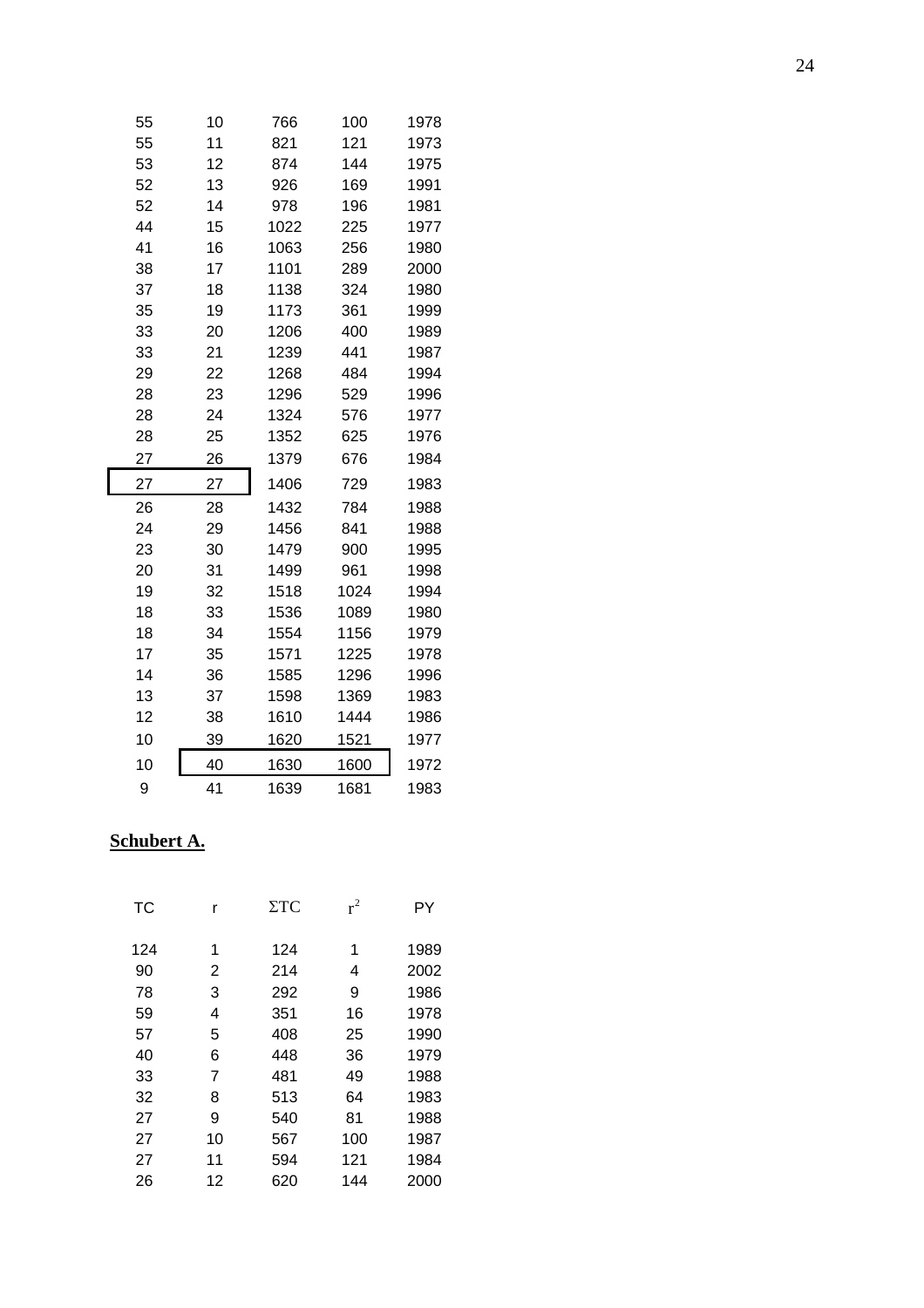| | | | | |
|---|---|---|---|---|
| 55 | 10 | 766 | 100 | 1978 |
| 55 | 11 | 821 | 121 | 1973 |
| 53 | 12 | 874 | 144 | 1975 |
| 52 | 13 | 926 | 169 | 1991 |
| 52 | 14 | 978 | 196 | 1981 |
| 44 | 15 | 1022 | 225 | 1977 |
| 41 | 16 | 1063 | 256 | 1980 |
| 38 | 17 | 1101 | 289 | 2000 |
| 37 | 18 | 1138 | 324 | 1980 |
| 35 | 19 | 1173 | 361 | 1999 |
| 33 | 20 | 1206 | 400 | 1989 |
| 33 | 21 | 1239 | 441 | 1987 |
| 29 | 22 | 1268 | 484 | 1994 |
| 28 | 23 | 1296 | 529 | 1996 |
| 28 | 24 | 1324 | 576 | 1977 |
| 28 | 25 | 1352 | 625 | 1976 |
| 27 | 26 | 1379 | 676 | 1984 |
| 27 | 27 | 1406 | 729 | 1983 |
| 26 | 28 | 1432 | 784 | 1988 |
| 24 | 29 | 1456 | 841 | 1988 |
| 23 | 30 | 1479 | 900 | 1995 |
| 20 | 31 | 1499 | 961 | 1998 |
| 19 | 32 | 1518 | 1024 | 1994 |
| 18 | 33 | 1536 | 1089 | 1980 |
| 18 | 34 | 1554 | 1156 | 1979 |
| 17 | 35 | 1571 | 1225 | 1978 |
| 14 | 36 | 1585 | 1296 | 1996 |
| 13 | 37 | 1598 | 1369 | 1983 |
| 12 | 38 | 1610 | 1444 | 1986 |
| 10 | 39 | 1620 | 1521 | 1977 |
| 10 | 40 | 1630 | 1600 | 1972 |
| 9 | 41 | 1639 | 1681 | 1983 |

**Schubert A.**

| TC | r | ΣTC | $r^2$ | PY |
|---|---|---|---|---|
| 124 | 1 | 124 | 1 | 1989 |
| 90 | 2 | 214 | 4 | 2002 |
| 78 | 3 | 292 | 9 | 1986 |
| 59 | 4 | 351 | 16 | 1978 |
| 57 | 5 | 408 | 25 | 1990 |
| 40 | 6 | 448 | 36 | 1979 |
| 33 | 7 | 481 | 49 | 1988 |
| 32 | 8 | 513 | 64 | 1983 |
| 27 | 9 | 540 | 81 | 1988 |
| 27 | 10 | 567 | 100 | 1987 |
| 27 | 11 | 594 | 121 | 1984 |
| 26 | 12 | 620 | 144 | 2000 |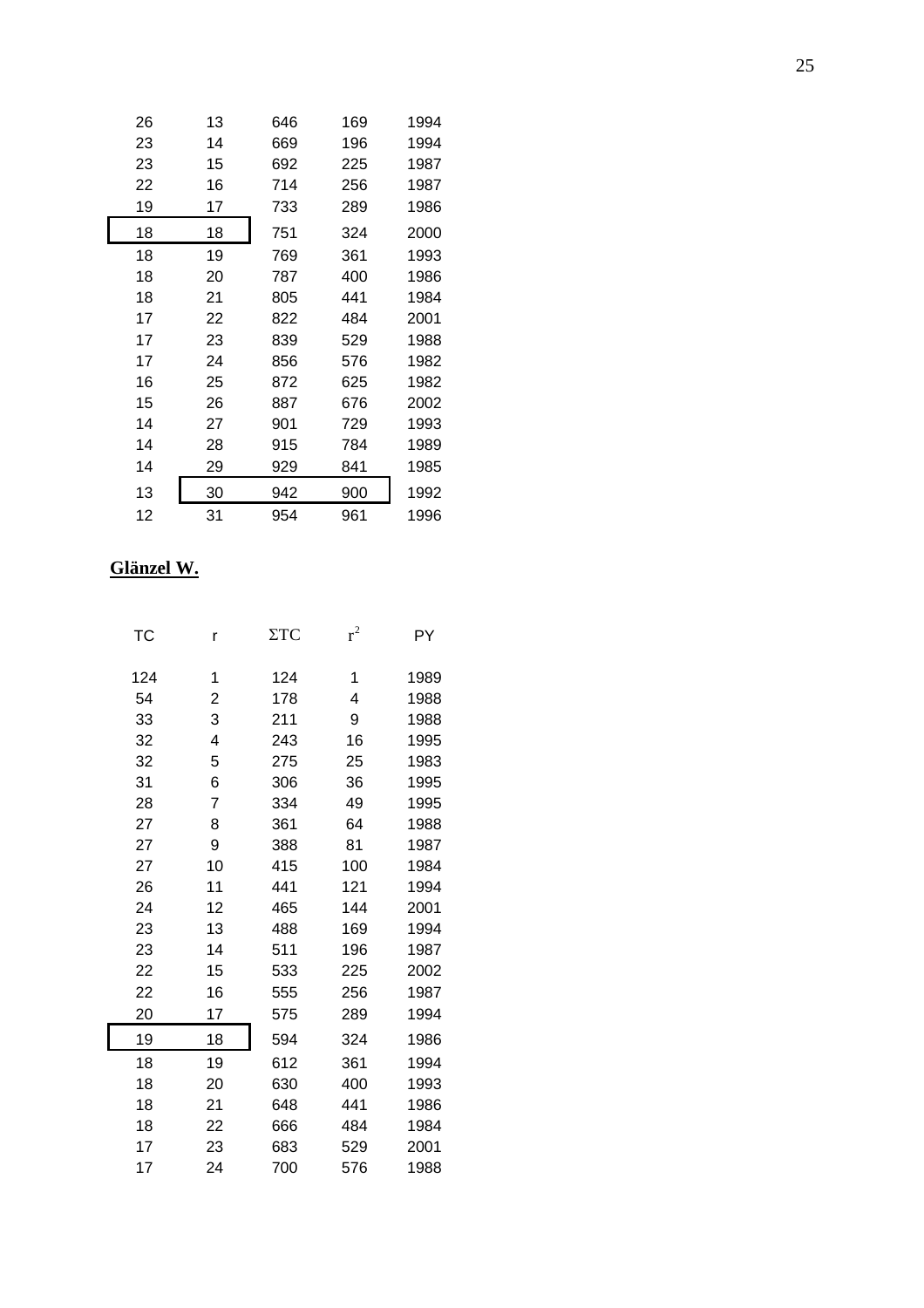| | | | | |
|---|---|---|---|---|
| 26 | 13 | 646 | 169 | 1994 |
| 23 | 14 | 669 | 196 | 1994 |
| 23 | 15 | 692 | 225 | 1987 |
| 22 | 16 | 714 | 256 | 1987 |
| 19 | 17 | 733 | 289 | 1986 |
| 18 | 18 | 751 | 324 | 2000 |
| 18 | 19 | 769 | 361 | 1993 |
| 18 | 20 | 787 | 400 | 1986 |
| 18 | 21 | 805 | 441 | 1984 |
| 17 | 22 | 822 | 484 | 2001 |
| 17 | 23 | 839 | 529 | 1988 |
| 17 | 24 | 856 | 576 | 1982 |
| 16 | 25 | 872 | 625 | 1982 |
| 15 | 26 | 887 | 676 | 2002 |
| 14 | 27 | 901 | 729 | 1993 |
| 14 | 28 | 915 | 784 | 1989 |
| 14 | 29 | 929 | 841 | 1985 |
| 13 | 30 | 942 | 900 | 1992 |
| 12 | 31 | 954 | 961 | 1996 |

**Glänzel W.**

| TC | r | ΣTC | $r^2$ | PY |
|---|---|---|---|---|
| 124 | 1 | 124 | 1 | 1989 |
| 54 | 2 | 178 | 4 | 1988 |
| 33 | 3 | 211 | 9 | 1988 |
| 32 | 4 | 243 | 16 | 1995 |
| 32 | 5 | 275 | 25 | 1983 |
| 31 | 6 | 306 | 36 | 1995 |
| 28 | 7 | 334 | 49 | 1995 |
| 27 | 8 | 361 | 64 | 1988 |
| 27 | 9 | 388 | 81 | 1987 |
| 27 | 10 | 415 | 100 | 1984 |
| 26 | 11 | 441 | 121 | 1994 |
| 24 | 12 | 465 | 144 | 2001 |
| 23 | 13 | 488 | 169 | 1994 |
| 23 | 14 | 511 | 196 | 1987 |
| 22 | 15 | 533 | 225 | 2002 |
| 22 | 16 | 555 | 256 | 1987 |
| 20 | 17 | 575 | 289 | 1994 |
| 19 | 18 | 594 | 324 | 1986 |
| 18 | 19 | 612 | 361 | 1994 |
| 18 | 20 | 630 | 400 | 1993 |
| 18 | 21 | 648 | 441 | 1986 |
| 18 | 22 | 666 | 484 | 1984 |
| 17 | 23 | 683 | 529 | 2001 |
| 17 | 24 | 700 | 576 | 1988 |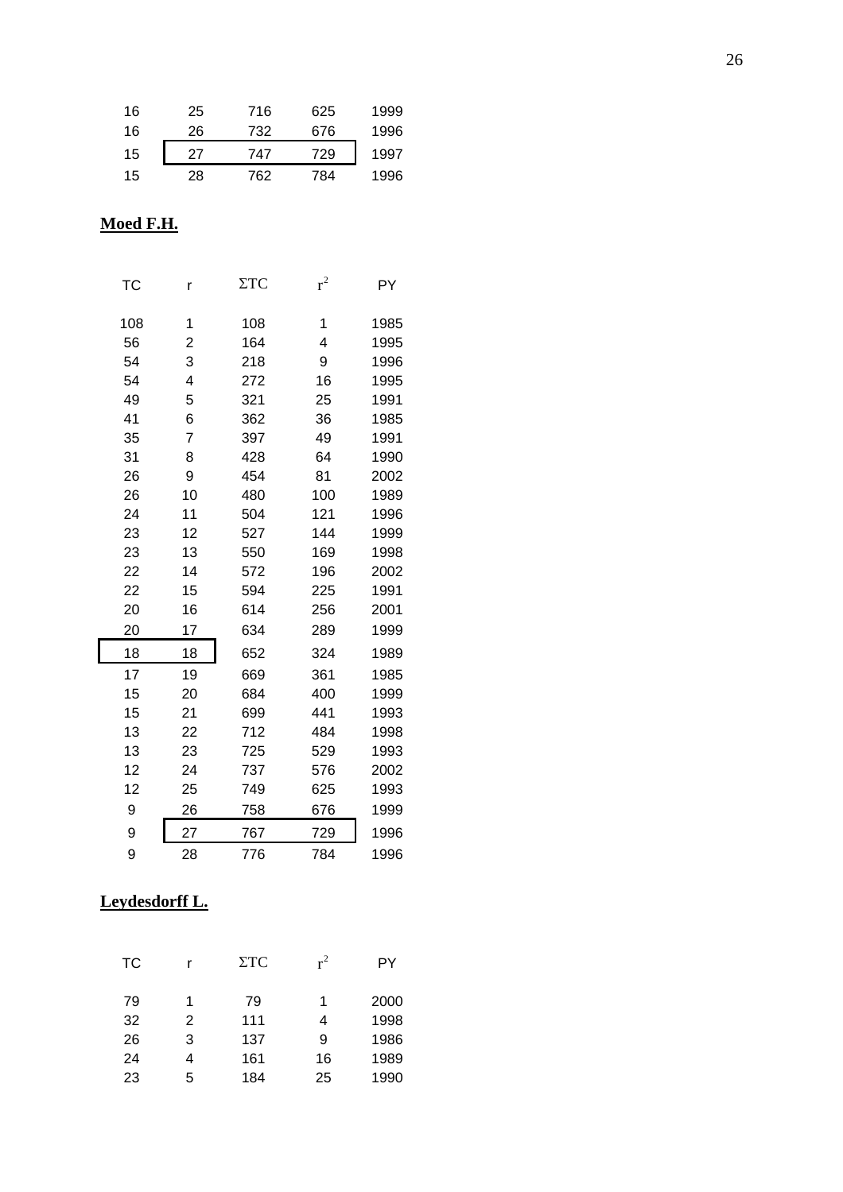| | | | | |
|---|---|---|---|---|
| 16 | 25 | 716 | 625 | 1999 |
| 16 | 26 | 732 | 676 | 1996 |
| 15 | 27 | 747 | 729 | 1997 |
| 15 | 28 | 762 | 784 | 1996 |

**Moed F.H.**

| TC | r | ΣTC | $r^2$ | PY |
|---|---|---|---|---|
| 108 | 1 | 108 | 1 | 1985 |
| 56 | 2 | 164 | 4 | 1995 |
| 54 | 3 | 218 | 9 | 1996 |
| 54 | 4 | 272 | 16 | 1995 |
| 49 | 5 | 321 | 25 | 1991 |
| 41 | 6 | 362 | 36 | 1985 |
| 35 | 7 | 397 | 49 | 1991 |
| 31 | 8 | 428 | 64 | 1990 |
| 26 | 9 | 454 | 81 | 2002 |
| 26 | 10 | 480 | 100 | 1989 |
| 24 | 11 | 504 | 121 | 1996 |
| 23 | 12 | 527 | 144 | 1999 |
| 23 | 13 | 550 | 169 | 1998 |
| 22 | 14 | 572 | 196 | 2002 |
| 22 | 15 | 594 | 225 | 1991 |
| 20 | 16 | 614 | 256 | 2001 |
| 20 | 17 | 634 | 289 | 1999 |
| 18 | 18 | 652 | 324 | 1989 |
| 17 | 19 | 669 | 361 | 1985 |
| 15 | 20 | 684 | 400 | 1999 |
| 15 | 21 | 699 | 441 | 1993 |
| 13 | 22 | 712 | 484 | 1998 |
| 13 | 23 | 725 | 529 | 1993 |
| 12 | 24 | 737 | 576 | 2002 |
| 12 | 25 | 749 | 625 | 1993 |
| 9 | 26 | 758 | 676 | 1999 |
| 9 | 27 | 767 | 729 | 1996 |
| 9 | 28 | 776 | 784 | 1996 |

**Leydesdorff L.**

| TC | r | ΣTC | $r^2$ | PY |
|---|---|---|---|---|
| 79 | 1 | 79 | 1 | 2000 |
| 32 | 2 | 111 | 4 | 1998 |
| 26 | 3 | 137 | 9 | 1986 |
| 24 | 4 | 161 | 16 | 1989 |
| 23 | 5 | 184 | 25 | 1990 |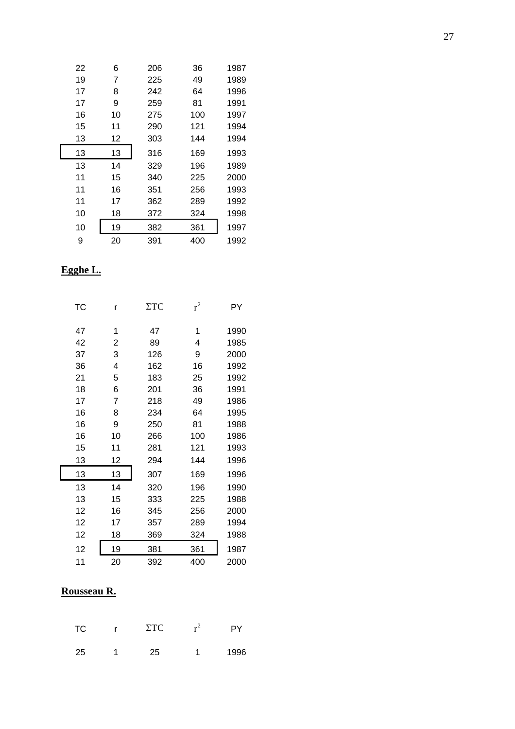| TC | r | ΣTC | $r^2$ | PY |
|---|---|---|---|---|
| 22 | 6 | 206 | 36 | 1987 |
| 19 | 7 | 225 | 49 | 1989 |
| 17 | 8 | 242 | 64 | 1996 |
| 17 | 9 | 259 | 81 | 1991 |
| 16 | 10 | 275 | 100 | 1997 |
| 15 | 11 | 290 | 121 | 1994 |
| 13 | 12 | 303 | 144 | 1994 |
| 13 | 13 | 316 | 169 | 1993 |
| 13 | 14 | 329 | 196 | 1989 |
| 11 | 15 | 340 | 225 | 2000 |
| 11 | 16 | 351 | 256 | 1993 |
| 11 | 17 | 362 | 289 | 1992 |
| 10 | 18 | 372 | 324 | 1998 |
| 10 | 19 | 382 | 361 | 1997 |
| 9 | 20 | 391 | 400 | 1992 |

**Egghe L.**

| TC | r | ΣTC | $r^2$ | PY |
|---|---|---|---|---|
| 47 | 1 | 47 | 1 | 1990 |
| 42 | 2 | 89 | 4 | 1985 |
| 37 | 3 | 126 | 9 | 2000 |
| 36 | 4 | 162 | 16 | 1992 |
| 21 | 5 | 183 | 25 | 1992 |
| 18 | 6 | 201 | 36 | 1991 |
| 17 | 7 | 218 | 49 | 1986 |
| 16 | 8 | 234 | 64 | 1995 |
| 16 | 9 | 250 | 81 | 1988 |
| 16 | 10 | 266 | 100 | 1986 |
| 15 | 11 | 281 | 121 | 1993 |
| 13 | 12 | 294 | 144 | 1996 |
| 13 | 13 | 307 | 169 | 1996 |
| 13 | 14 | 320 | 196 | 1990 |
| 13 | 15 | 333 | 225 | 1988 |
| 12 | 16 | 345 | 256 | 2000 |
| 12 | 17 | 357 | 289 | 1994 |
| 12 | 18 | 369 | 324 | 1988 |
| 12 | 19 | 381 | 361 | 1987 |
| 11 | 20 | 392 | 400 | 2000 |

**Rousseau R.**

| TC | r | ΣTC | $r^2$ | PY |
|---|---|---|---|---|
| 25 | 1 | 25 | 1 | 1996 |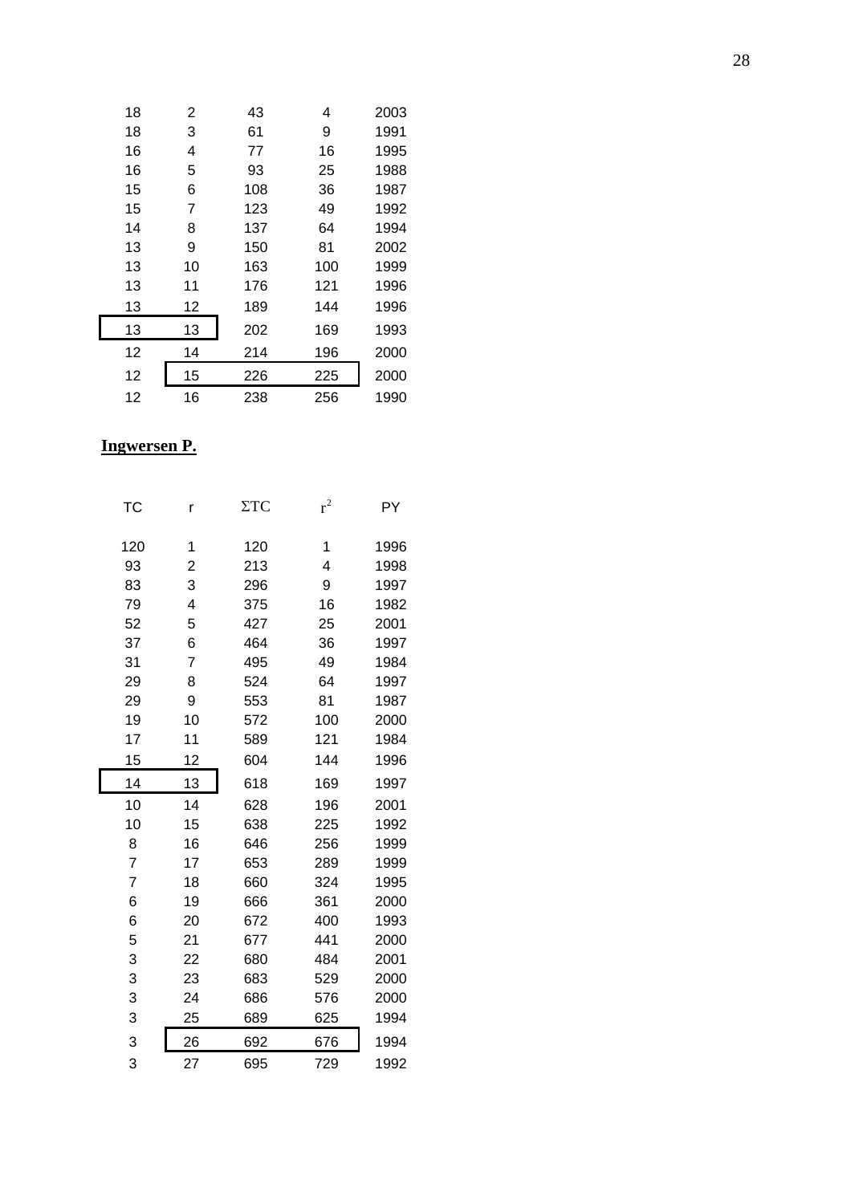| | | | | |
|---|---|---|---|---|
| 18 | 2 | 43 | 4 | 2003 |
| 18 | 3 | 61 | 9 | 1991 |
| 16 | 4 | 77 | 16 | 1995 |
| 16 | 5 | 93 | 25 | 1988 |
| 15 | 6 | 108 | 36 | 1987 |
| 15 | 7 | 123 | 49 | 1992 |
| 14 | 8 | 137 | 64 | 1994 |
| 13 | 9 | 150 | 81 | 2002 |
| 13 | 10 | 163 | 100 | 1999 |
| 13 | 11 | 176 | 121 | 1996 |
| 13 | 12 | 189 | 144 | 1996 |
| 13 | 13 | 202 | 169 | 1993 |
| 12 | 14 | 214 | 196 | 2000 |
| 12 | 15 | 226 | 225 | 2000 |
| 12 | 16 | 238 | 256 | 1990 |

**Ingwersen P.**

| TC | r | ΣTC | $r^2$ | PY |
|---|---|---|---|---|
| 120 | 1 | 120 | 1 | 1996 |
| 93 | 2 | 213 | 4 | 1998 |
| 83 | 3 | 296 | 9 | 1997 |
| 79 | 4 | 375 | 16 | 1982 |
| 52 | 5 | 427 | 25 | 2001 |
| 37 | 6 | 464 | 36 | 1997 |
| 31 | 7 | 495 | 49 | 1984 |
| 29 | 8 | 524 | 64 | 1997 |
| 29 | 9 | 553 | 81 | 1987 |
| 19 | 10 | 572 | 100 | 2000 |
| 17 | 11 | 589 | 121 | 1984 |
| 15 | 12 | 604 | 144 | 1996 |
| 14 | 13 | 618 | 169 | 1997 |
| 10 | 14 | 628 | 196 | 2001 |
| 10 | 15 | 638 | 225 | 1992 |
| 8 | 16 | 646 | 256 | 1999 |
| 7 | 17 | 653 | 289 | 1999 |
| 7 | 18 | 660 | 324 | 1995 |
| 6 | 19 | 666 | 361 | 2000 |
| 6 | 20 | 672 | 400 | 1993 |
| 5 | 21 | 677 | 441 | 2000 |
| 3 | 22 | 680 | 484 | 2001 |
| 3 | 23 | 683 | 529 | 2000 |
| 3 | 24 | 686 | 576 | 2000 |
| 3 | 25 | 689 | 625 | 1994 |
| 3 | 26 | 692 | 676 | 1994 |
| 3 | 27 | 695 | 729 | 1992 |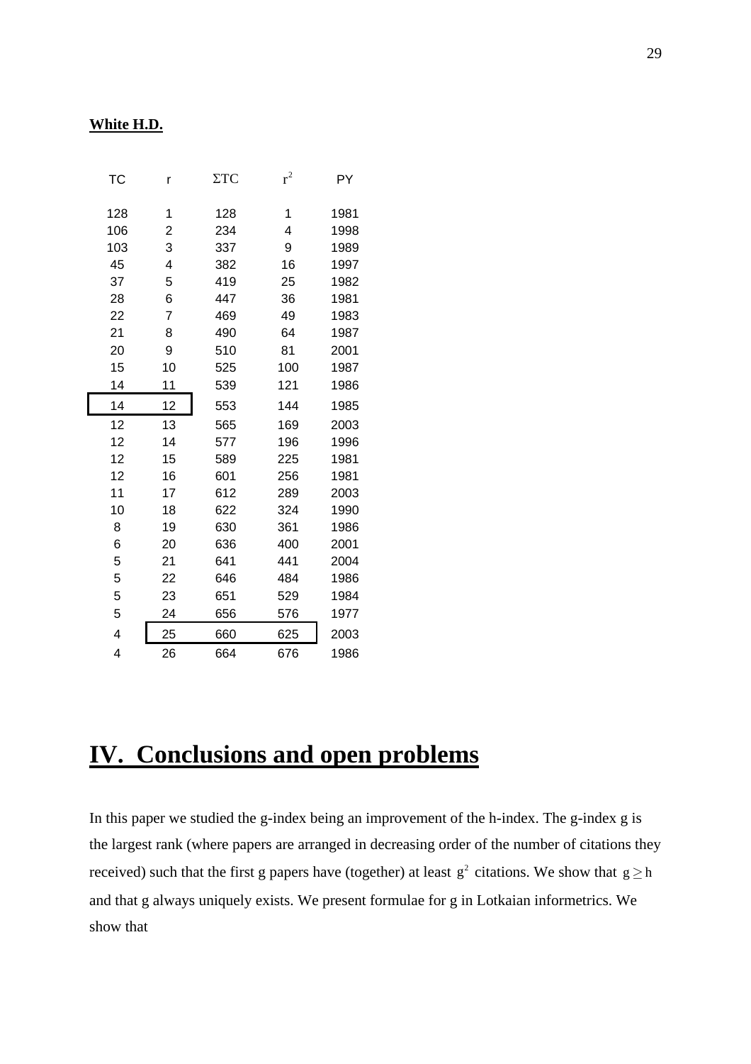**White H.D.**

| TC | r | ΣTC | $r^2$ | PY |
|---|---|---|---|---|
| 128 | 1 | 128 | 1 | 1981 |
| 106 | 2 | 234 | 4 | 1998 |
| 103 | 3 | 337 | 9 | 1989 |
| 45 | 4 | 382 | 16 | 1997 |
| 37 | 5 | 419 | 25 | 1982 |
| 28 | 6 | 447 | 36 | 1981 |
| 22 | 7 | 469 | 49 | 1983 |
| 21 | 8 | 490 | 64 | 1987 |
| 20 | 9 | 510 | 81 | 2001 |
| 15 | 10 | 525 | 100 | 1987 |
| 14 | 11 | 539 | 121 | 1986 |
| 14 | 12 | 553 | 144 | 1985 |
| 12 | 13 | 565 | 169 | 2003 |
| 12 | 14 | 577 | 196 | 1996 |
| 12 | 15 | 589 | 225 | 1981 |
| 12 | 16 | 601 | 256 | 1981 |
| 11 | 17 | 612 | 289 | 2003 |
| 10 | 18 | 622 | 324 | 1990 |
| 8 | 19 | 630 | 361 | 1986 |
| 6 | 20 | 636 | 400 | 2001 |
| 5 | 21 | 641 | 441 | 2004 |
| 5 | 22 | 646 | 484 | 1986 |
| 5 | 23 | 651 | 529 | 1984 |
| 5 | 24 | 656 | 576 | 1977 |
| 4 | 25 | 660 | 625 | 2003 |
| 4 | 26 | 664 | 676 | 1986 |

# IV. Conclusions and open problems

In this paper we studied the g-index being an improvement of the h-index. The g-index g is the largest rank (where papers are arranged in decreasing order of the number of citations they received) such that the first g papers have (together) at least $g^2$ citations. We show that $g \geq h$ and that g always uniquely exists. We present formulae for g in Lotkaian informetrics. We show that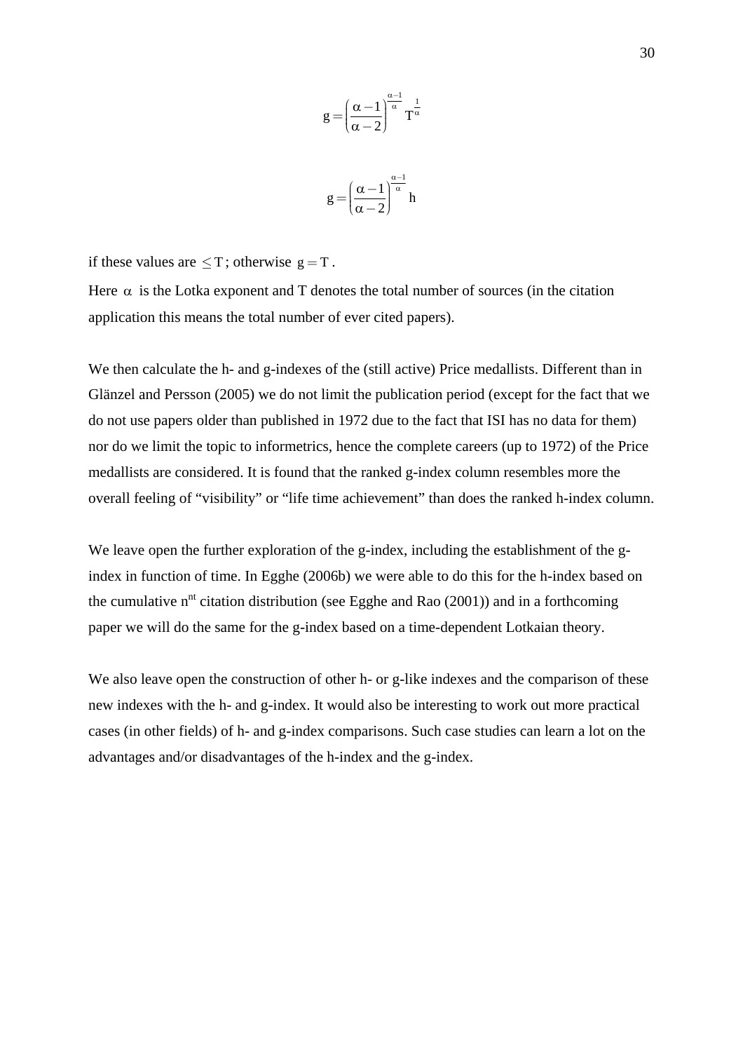$$g = \left(\frac{\alpha - 1}{\alpha - 2}\right)^{\frac{\alpha - 1}{\alpha}} T^{\frac{1}{\alpha}}$$

$$g = \left(\frac{\alpha - 1}{\alpha - 2}\right)^{\frac{\alpha - 1}{\alpha}} h$$

if these values are $\leq T$; otherwise $g = T$.

Here $\alpha$ is the Lotka exponent and T denotes the total number of sources (in the citation application this means the total number of ever cited papers).

We then calculate the h- and g-indexes of the (still active) Price medallists. Different than in Glänzel and Persson (2005) we do not limit the publication period (except for the fact that we do not use papers older than published in 1972 due to the fact that ISI has no data for them) nor do we limit the topic to informetrics, hence the complete careers (up to 1972) of the Price medallists are considered. It is found that the ranked g-index column resembles more the overall feeling of "visibility" or "life time achievement" than does the ranked h-index column.

We leave open the further exploration of the g-index, including the establishment of the g-index in function of time. In Egghe (2006b) we were able to do this for the h-index based on the cumulative $n^{nt}$ citation distribution (see Egghe and Rao (2001)) and in a forthcoming paper we will do the same for the g-index based on a time-dependent Lotkaian theory.

We also leave open the construction of other h- or g-like indexes and the comparison of these new indexes with the h- and g-index. It would also be interesting to work out more practical cases (in other fields) of h- and g-index comparisons. Such case studies can learn a lot on the advantages and/or disadvantages of the h-index and the g-index.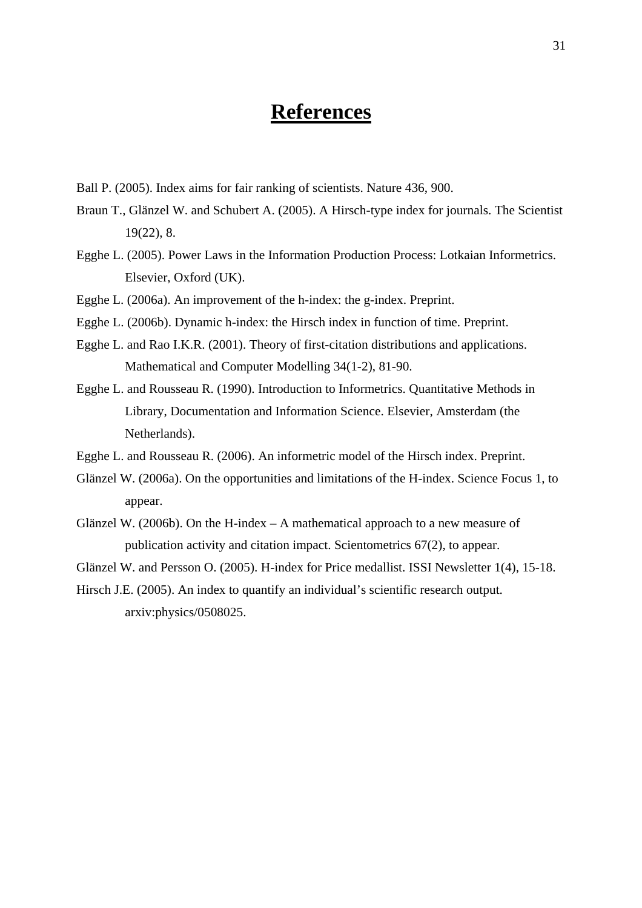# References

Ball P. (2005). Index aims for fair ranking of scientists. Nature 436, 900.

Braun T., Glänzel W. and Schubert A. (2005). A Hirsch-type index for journals. The Scientist 19(22), 8.

Egghe L. (2005). Power Laws in the Information Production Process: Lotkaian Informetrics. Elsevier, Oxford (UK).

Egghe L. (2006a). An improvement of the h-index: the g-index. Preprint.

Egghe L. (2006b). Dynamic h-index: the Hirsch index in function of time. Preprint.

Egghe L. and Rao I.K.R. (2001). Theory of first-citation distributions and applications. Mathematical and Computer Modelling 34(1-2), 81-90.

Egghe L. and Rousseau R. (1990). Introduction to Informetrics. Quantitative Methods in Library, Documentation and Information Science. Elsevier, Amsterdam (the Netherlands).

Egghe L. and Rousseau R. (2006). An informetric model of the Hirsch index. Preprint.

Glänzel W. (2006a). On the opportunities and limitations of the H-index. Science Focus 1, to appear.

Glänzel W. (2006b). On the H-index – A mathematical approach to a new measure of publication activity and citation impact. Scientometrics 67(2), to appear.

Glänzel W. and Persson O. (2005). H-index for Price medallist. ISSI Newsletter 1(4), 15-18.

Hirsch J.E. (2005). An index to quantify an individual's scientific research output. arxiv:physics/0508025.